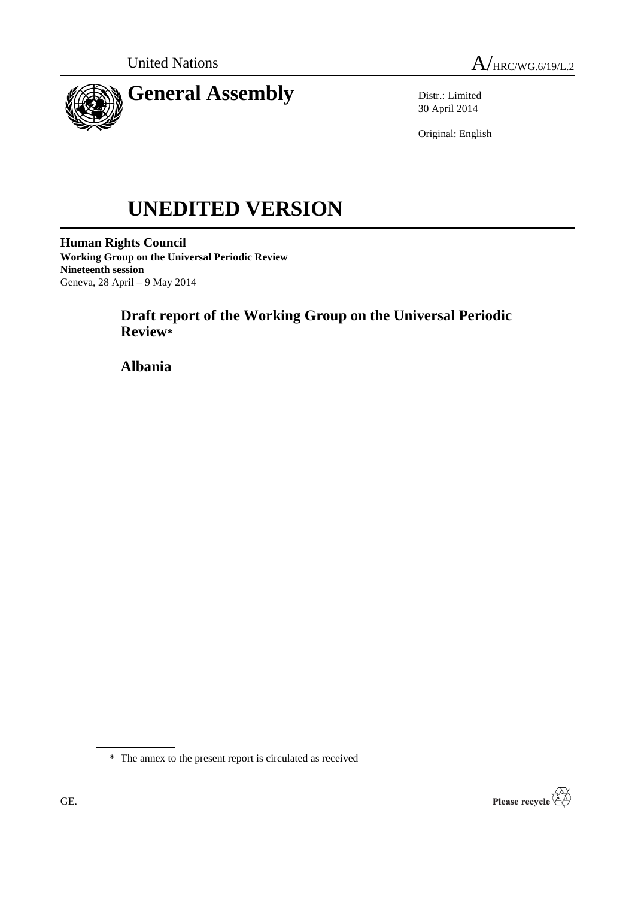United Nations

A/HRC/WG.6/19/L.2

# General Assembly

Distr.: Limited
30 April 2014

Original: English

# UNEDITED VERSION

**Human Rights Council**
**Working Group on the Universal Periodic Review**
**Nineteenth session**
Geneva, 28 April – 9 May 2014

## Draft report of the Working Group on the Universal Periodic Review*

## Albania

\* The annex to the present report is circulated as received

GE.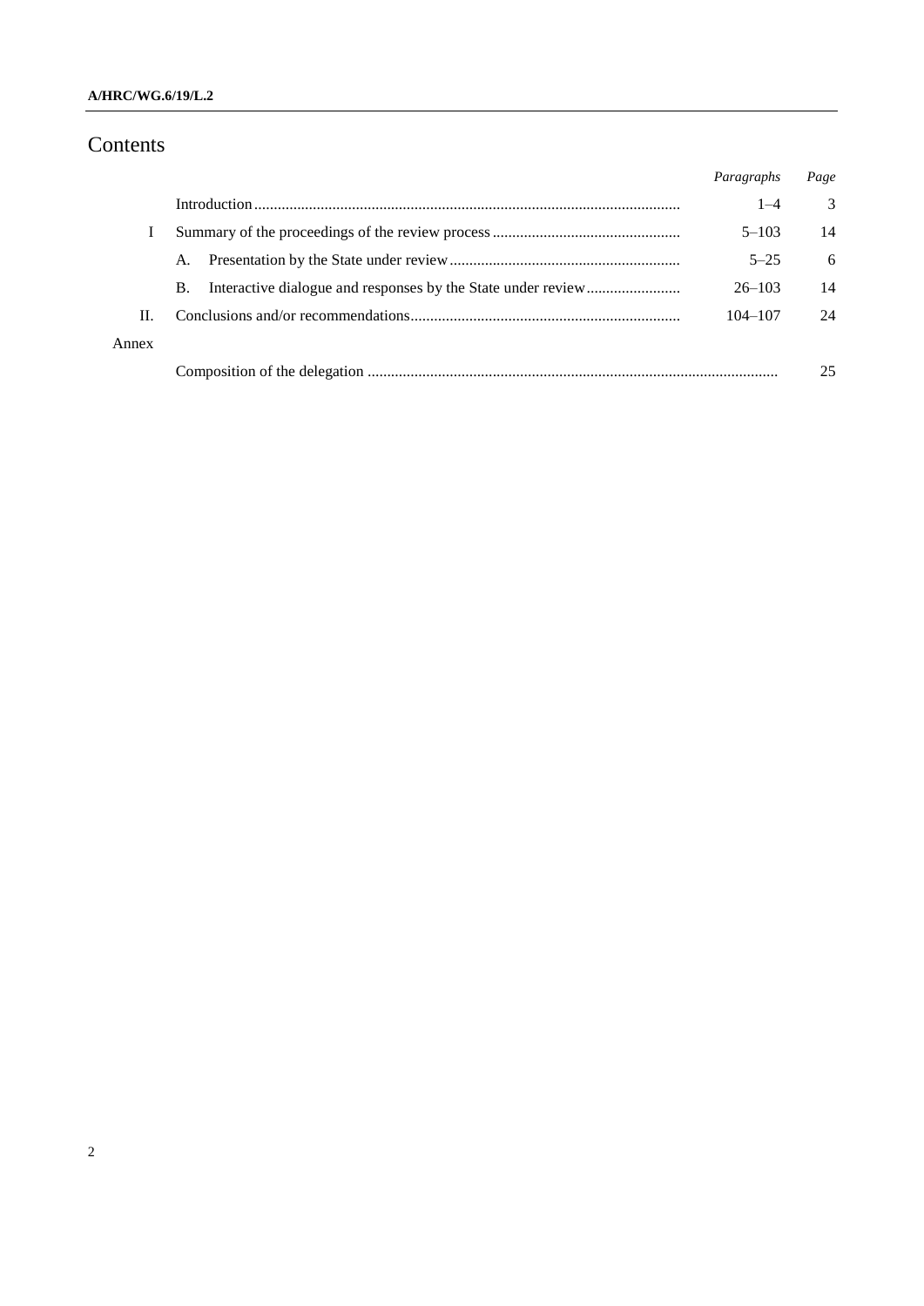# Contents

| | | *Paragraphs* | *Page* |
|---|---|---|---|
| | Introduction | 1–4 | 3 |
| I | Summary of the proceedings of the review process | 5–103 | 14 |
| | A. Presentation by the State under review | 5–25 | 6 |
| | B. Interactive dialogue and responses by the State under review | 26–103 | 14 |
| II. | Conclusions and/or recommendations | 104–107 | 24 |
| Annex | | | |
| | Composition of the delegation | | 25 |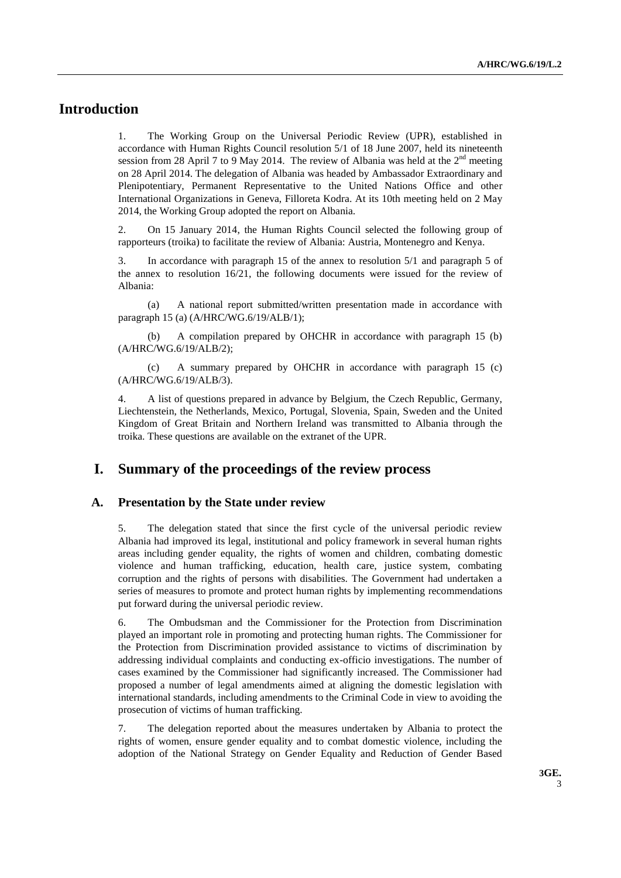# Introduction

1. The Working Group on the Universal Periodic Review (UPR), established in accordance with Human Rights Council resolution 5/1 of 18 June 2007, held its nineteenth session from 28 April 7 to 9 May 2014. The review of Albania was held at the 2nd meeting on 28 April 2014. The delegation of Albania was headed by Ambassador Extraordinary and Plenipotentiary, Permanent Representative to the United Nations Office and other International Organizations in Geneva, Filloreta Kodra. At its 10th meeting held on 2 May 2014, the Working Group adopted the report on Albania.

2. On 15 January 2014, the Human Rights Council selected the following group of rapporteurs (troika) to facilitate the review of Albania: Austria, Montenegro and Kenya.

3. In accordance with paragraph 15 of the annex to resolution 5/1 and paragraph 5 of the annex to resolution 16/21, the following documents were issued for the review of Albania:

(a) A national report submitted/written presentation made in accordance with paragraph 15 (a) (A/HRC/WG.6/19/ALB/1);

(b) A compilation prepared by OHCHR in accordance with paragraph 15 (b) (A/HRC/WG.6/19/ALB/2);

(c) A summary prepared by OHCHR in accordance with paragraph 15 (c) (A/HRC/WG.6/19/ALB/3).

4. A list of questions prepared in advance by Belgium, the Czech Republic, Germany, Liechtenstein, the Netherlands, Mexico, Portugal, Slovenia, Spain, Sweden and the United Kingdom of Great Britain and Northern Ireland was transmitted to Albania through the troika. These questions are available on the extranet of the UPR.

# I. Summary of the proceedings of the review process

## A. Presentation by the State under review

5. The delegation stated that since the first cycle of the universal periodic review Albania had improved its legal, institutional and policy framework in several human rights areas including gender equality, the rights of women and children, combating domestic violence and human trafficking, education, health care, justice system, combating corruption and the rights of persons with disabilities. The Government had undertaken a series of measures to promote and protect human rights by implementing recommendations put forward during the universal periodic review.

6. The Ombudsman and the Commissioner for the Protection from Discrimination played an important role in promoting and protecting human rights. The Commissioner for the Protection from Discrimination provided assistance to victims of discrimination by addressing individual complaints and conducting ex-officio investigations. The number of cases examined by the Commissioner had significantly increased. The Commissioner had proposed a number of legal amendments aimed at aligning the domestic legislation with international standards, including amendments to the Criminal Code in view to avoiding the prosecution of victims of human trafficking.

7. The delegation reported about the measures undertaken by Albania to protect the rights of women, ensure gender equality and to combat domestic violence, including the adoption of the National Strategy on Gender Equality and Reduction of Gender Based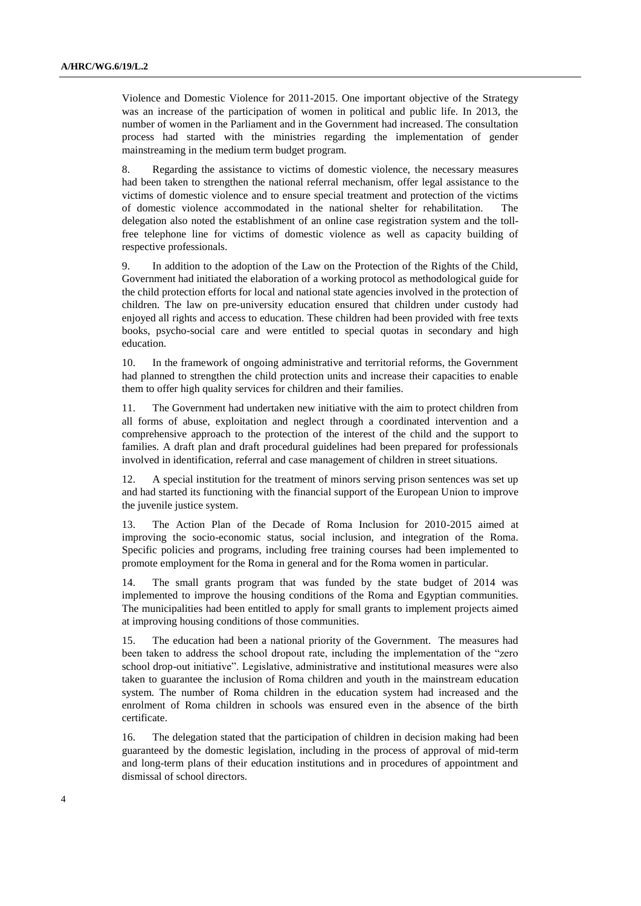Violence and Domestic Violence for 2011-2015. One important objective of the Strategy was an increase of the participation of women in political and public life. In 2013, the number of women in the Parliament and in the Government had increased. The consultation process had started with the ministries regarding the implementation of gender mainstreaming in the medium term budget program.

8. Regarding the assistance to victims of domestic violence, the necessary measures had been taken to strengthen the national referral mechanism, offer legal assistance to the victims of domestic violence and to ensure special treatment and protection of the victims of domestic violence accommodated in the national shelter for rehabilitation. The delegation also noted the establishment of an online case registration system and the toll-free telephone line for victims of domestic violence as well as capacity building of respective professionals.

9. In addition to the adoption of the Law on the Protection of the Rights of the Child, Government had initiated the elaboration of a working protocol as methodological guide for the child protection efforts for local and national state agencies involved in the protection of children. The law on pre-university education ensured that children under custody had enjoyed all rights and access to education. These children had been provided with free texts books, psycho-social care and were entitled to special quotas in secondary and high education.

10. In the framework of ongoing administrative and territorial reforms, the Government had planned to strengthen the child protection units and increase their capacities to enable them to offer high quality services for children and their families.

11. The Government had undertaken new initiative with the aim to protect children from all forms of abuse, exploitation and neglect through a coordinated intervention and a comprehensive approach to the protection of the interest of the child and the support to families. A draft plan and draft procedural guidelines had been prepared for professionals involved in identification, referral and case management of children in street situations.

12. A special institution for the treatment of minors serving prison sentences was set up and had started its functioning with the financial support of the European Union to improve the juvenile justice system.

13. The Action Plan of the Decade of Roma Inclusion for 2010-2015 aimed at improving the socio-economic status, social inclusion, and integration of the Roma. Specific policies and programs, including free training courses had been implemented to promote employment for the Roma in general and for the Roma women in particular.

14. The small grants program that was funded by the state budget of 2014 was implemented to improve the housing conditions of the Roma and Egyptian communities. The municipalities had been entitled to apply for small grants to implement projects aimed at improving housing conditions of those communities.

15. The education had been a national priority of the Government. The measures had been taken to address the school dropout rate, including the implementation of the "zero school drop-out initiative". Legislative, administrative and institutional measures were also taken to guarantee the inclusion of Roma children and youth in the mainstream education system. The number of Roma children in the education system had increased and the enrolment of Roma children in schools was ensured even in the absence of the birth certificate.

16. The delegation stated that the participation of children in decision making had been guaranteed by the domestic legislation, including in the process of approval of mid-term and long-term plans of their education institutions and in procedures of appointment and dismissal of school directors.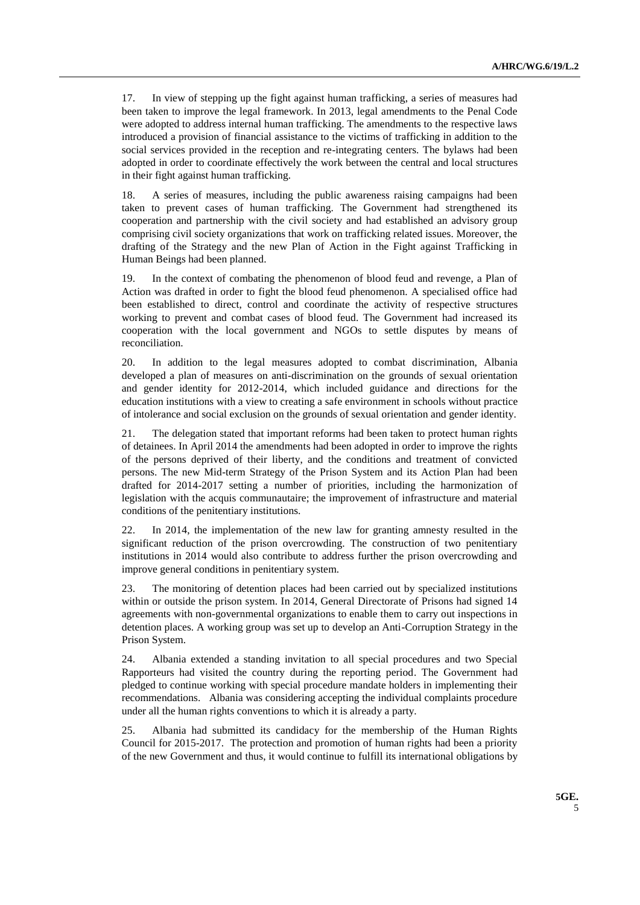17. In view of stepping up the fight against human trafficking, a series of measures had been taken to improve the legal framework. In 2013, legal amendments to the Penal Code were adopted to address internal human trafficking. The amendments to the respective laws introduced a provision of financial assistance to the victims of trafficking in addition to the social services provided in the reception and re-integrating centers. The bylaws had been adopted in order to coordinate effectively the work between the central and local structures in their fight against human trafficking.

18. A series of measures, including the public awareness raising campaigns had been taken to prevent cases of human trafficking. The Government had strengthened its cooperation and partnership with the civil society and had established an advisory group comprising civil society organizations that work on trafficking related issues. Moreover, the drafting of the Strategy and the new Plan of Action in the Fight against Trafficking in Human Beings had been planned.

19. In the context of combating the phenomenon of blood feud and revenge, a Plan of Action was drafted in order to fight the blood feud phenomenon. A specialised office had been established to direct, control and coordinate the activity of respective structures working to prevent and combat cases of blood feud. The Government had increased its cooperation with the local government and NGOs to settle disputes by means of reconciliation.

20. In addition to the legal measures adopted to combat discrimination, Albania developed a plan of measures on anti-discrimination on the grounds of sexual orientation and gender identity for 2012-2014, which included guidance and directions for the education institutions with a view to creating a safe environment in schools without practice of intolerance and social exclusion on the grounds of sexual orientation and gender identity.

21. The delegation stated that important reforms had been taken to protect human rights of detainees. In April 2014 the amendments had been adopted in order to improve the rights of the persons deprived of their liberty, and the conditions and treatment of convicted persons. The new Mid-term Strategy of the Prison System and its Action Plan had been drafted for 2014-2017 setting a number of priorities, including the harmonization of legislation with the acquis communautaire; the improvement of infrastructure and material conditions of the penitentiary institutions.

22. In 2014, the implementation of the new law for granting amnesty resulted in the significant reduction of the prison overcrowding. The construction of two penitentiary institutions in 2014 would also contribute to address further the prison overcrowding and improve general conditions in penitentiary system.

23. The monitoring of detention places had been carried out by specialized institutions within or outside the prison system. In 2014, General Directorate of Prisons had signed 14 agreements with non-governmental organizations to enable them to carry out inspections in detention places. A working group was set up to develop an Anti-Corruption Strategy in the Prison System.

24. Albania extended a standing invitation to all special procedures and two Special Rapporteurs had visited the country during the reporting period. The Government had pledged to continue working with special procedure mandate holders in implementing their recommendations. Albania was considering accepting the individual complaints procedure under all the human rights conventions to which it is already a party.

25. Albania had submitted its candidacy for the membership of the Human Rights Council for 2015-2017. The protection and promotion of human rights had been a priority of the new Government and thus, it would continue to fulfill its international obligations by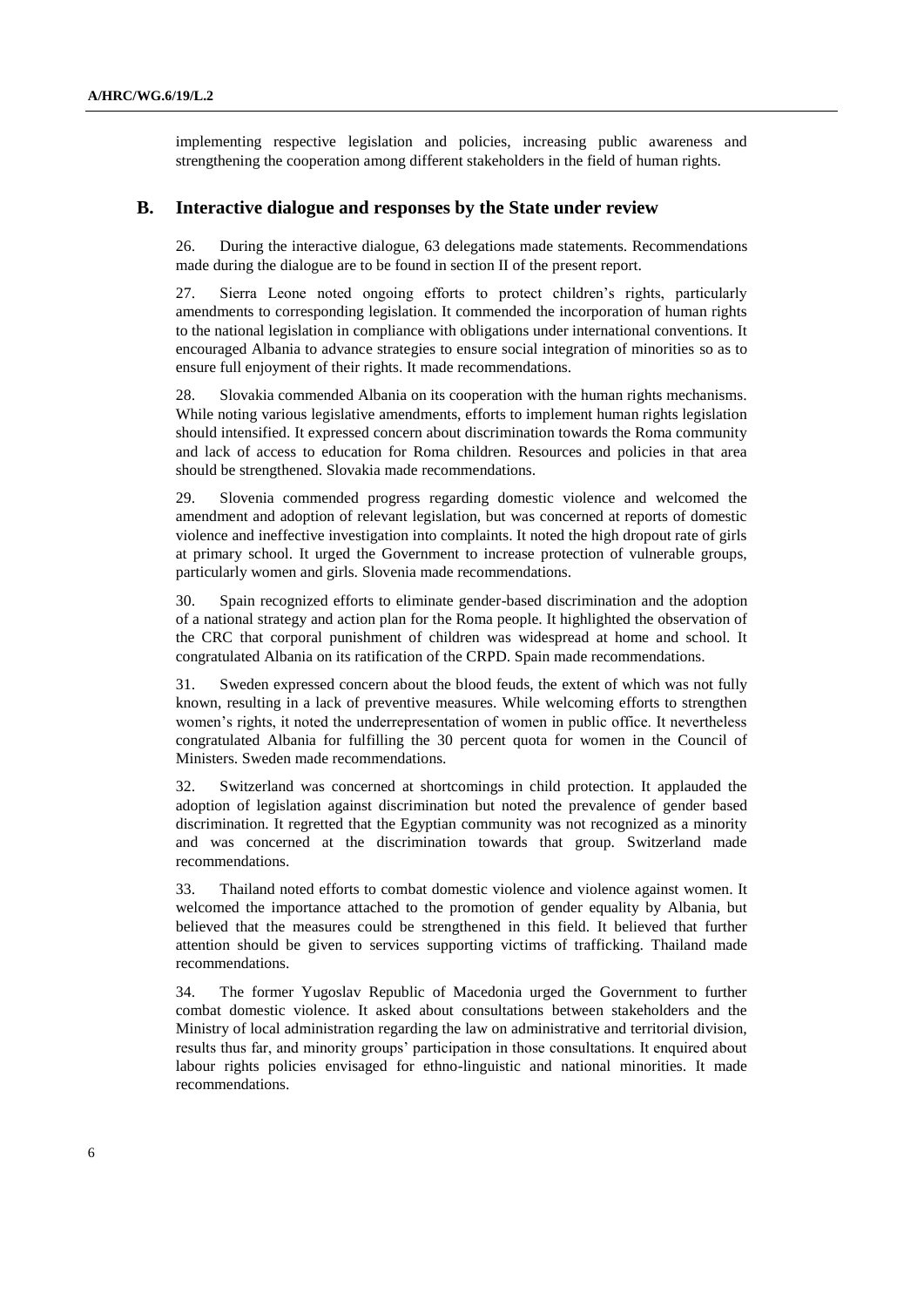implementing respective legislation and policies, increasing public awareness and strengthening the cooperation among different stakeholders in the field of human rights.

## B. Interactive dialogue and responses by the State under review

26. During the interactive dialogue, 63 delegations made statements. Recommendations made during the dialogue are to be found in section II of the present report.

27. Sierra Leone noted ongoing efforts to protect children's rights, particularly amendments to corresponding legislation. It commended the incorporation of human rights to the national legislation in compliance with obligations under international conventions. It encouraged Albania to advance strategies to ensure social integration of minorities so as to ensure full enjoyment of their rights. It made recommendations.

28. Slovakia commended Albania on its cooperation with the human rights mechanisms. While noting various legislative amendments, efforts to implement human rights legislation should intensified. It expressed concern about discrimination towards the Roma community and lack of access to education for Roma children. Resources and policies in that area should be strengthened. Slovakia made recommendations.

29. Slovenia commended progress regarding domestic violence and welcomed the amendment and adoption of relevant legislation, but was concerned at reports of domestic violence and ineffective investigation into complaints. It noted the high dropout rate of girls at primary school. It urged the Government to increase protection of vulnerable groups, particularly women and girls. Slovenia made recommendations.

30. Spain recognized efforts to eliminate gender-based discrimination and the adoption of a national strategy and action plan for the Roma people. It highlighted the observation of the CRC that corporal punishment of children was widespread at home and school. It congratulated Albania on its ratification of the CRPD. Spain made recommendations.

31. Sweden expressed concern about the blood feuds, the extent of which was not fully known, resulting in a lack of preventive measures. While welcoming efforts to strengthen women's rights, it noted the underrepresentation of women in public office. It nevertheless congratulated Albania for fulfilling the 30 percent quota for women in the Council of Ministers. Sweden made recommendations.

32. Switzerland was concerned at shortcomings in child protection. It applauded the adoption of legislation against discrimination but noted the prevalence of gender based discrimination. It regretted that the Egyptian community was not recognized as a minority and was concerned at the discrimination towards that group. Switzerland made recommendations.

33. Thailand noted efforts to combat domestic violence and violence against women. It welcomed the importance attached to the promotion of gender equality by Albania, but believed that the measures could be strengthened in this field. It believed that further attention should be given to services supporting victims of trafficking. Thailand made recommendations.

34. The former Yugoslav Republic of Macedonia urged the Government to further combat domestic violence. It asked about consultations between stakeholders and the Ministry of local administration regarding the law on administrative and territorial division, results thus far, and minority groups' participation in those consultations. It enquired about labour rights policies envisaged for ethno-linguistic and national minorities. It made recommendations.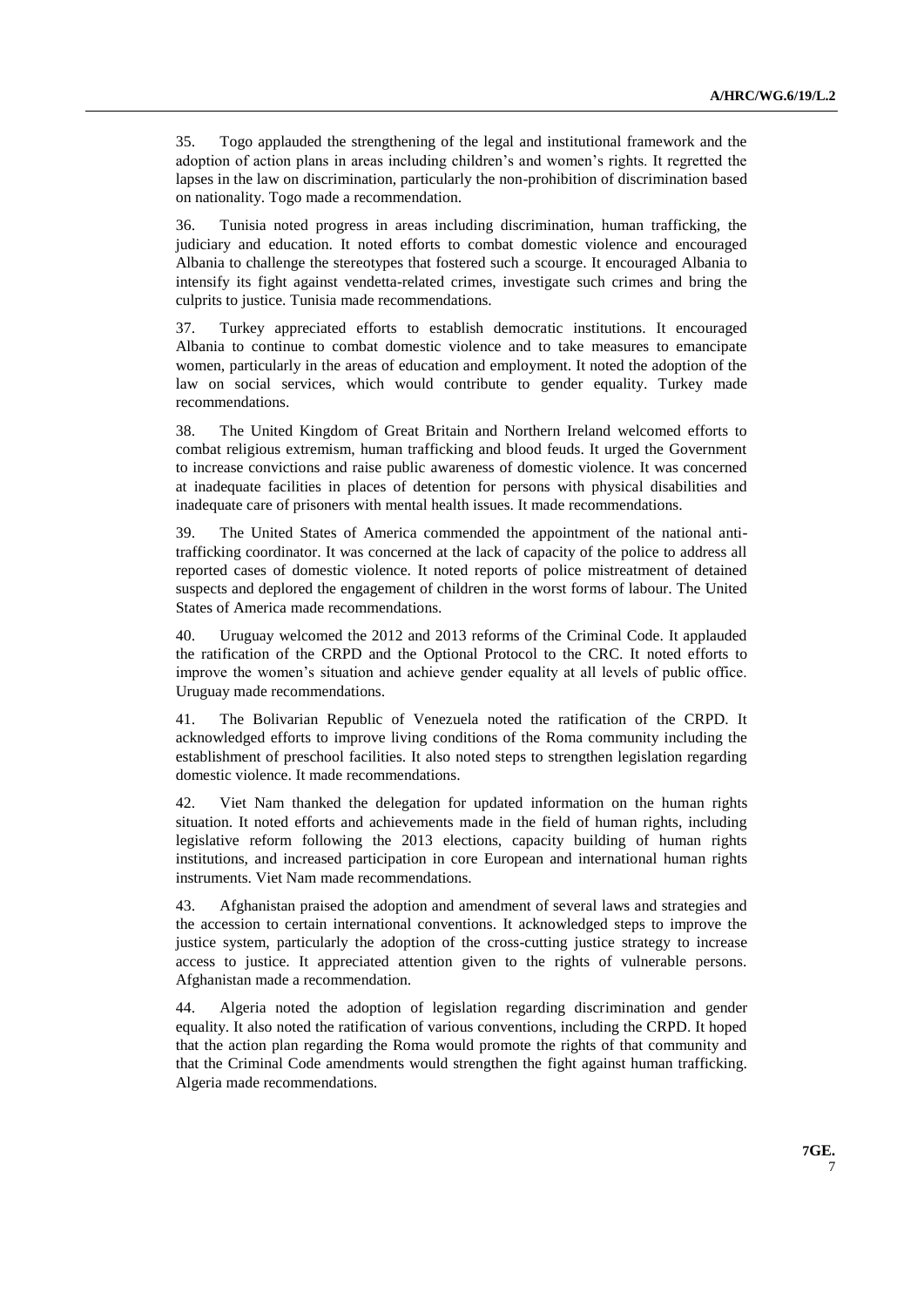35. Togo applauded the strengthening of the legal and institutional framework and the adoption of action plans in areas including children's and women's rights. It regretted the lapses in the law on discrimination, particularly the non-prohibition of discrimination based on nationality. Togo made a recommendation.

36. Tunisia noted progress in areas including discrimination, human trafficking, the judiciary and education. It noted efforts to combat domestic violence and encouraged Albania to challenge the stereotypes that fostered such a scourge. It encouraged Albania to intensify its fight against vendetta-related crimes, investigate such crimes and bring the culprits to justice. Tunisia made recommendations.

37. Turkey appreciated efforts to establish democratic institutions. It encouraged Albania to continue to combat domestic violence and to take measures to emancipate women, particularly in the areas of education and employment. It noted the adoption of the law on social services, which would contribute to gender equality. Turkey made recommendations.

38. The United Kingdom of Great Britain and Northern Ireland welcomed efforts to combat religious extremism, human trafficking and blood feuds. It urged the Government to increase convictions and raise public awareness of domestic violence. It was concerned at inadequate facilities in places of detention for persons with physical disabilities and inadequate care of prisoners with mental health issues. It made recommendations.

39. The United States of America commended the appointment of the national anti-trafficking coordinator. It was concerned at the lack of capacity of the police to address all reported cases of domestic violence. It noted reports of police mistreatment of detained suspects and deplored the engagement of children in the worst forms of labour. The United States of America made recommendations.

40. Uruguay welcomed the 2012 and 2013 reforms of the Criminal Code. It applauded the ratification of the CRPD and the Optional Protocol to the CRC. It noted efforts to improve the women's situation and achieve gender equality at all levels of public office. Uruguay made recommendations.

41. The Bolivarian Republic of Venezuela noted the ratification of the CRPD. It acknowledged efforts to improve living conditions of the Roma community including the establishment of preschool facilities. It also noted steps to strengthen legislation regarding domestic violence. It made recommendations.

42. Viet Nam thanked the delegation for updated information on the human rights situation. It noted efforts and achievements made in the field of human rights, including legislative reform following the 2013 elections, capacity building of human rights institutions, and increased participation in core European and international human rights instruments. Viet Nam made recommendations.

43. Afghanistan praised the adoption and amendment of several laws and strategies and the accession to certain international conventions. It acknowledged steps to improve the justice system, particularly the adoption of the cross-cutting justice strategy to increase access to justice. It appreciated attention given to the rights of vulnerable persons. Afghanistan made a recommendation.

44. Algeria noted the adoption of legislation regarding discrimination and gender equality. It also noted the ratification of various conventions, including the CRPD. It hoped that the action plan regarding the Roma would promote the rights of that community and that the Criminal Code amendments would strengthen the fight against human trafficking. Algeria made recommendations.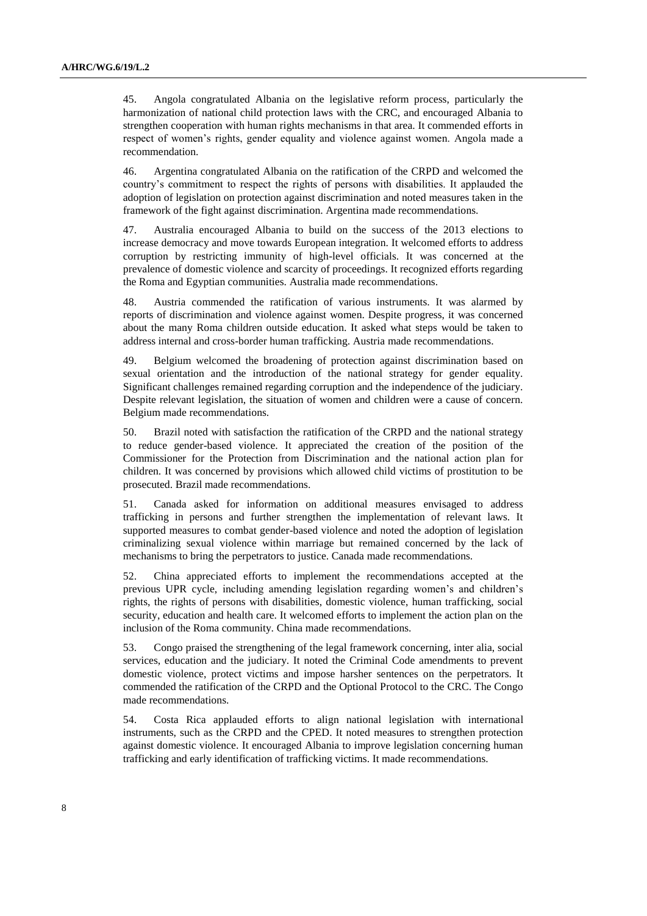45. Angola congratulated Albania on the legislative reform process, particularly the harmonization of national child protection laws with the CRC, and encouraged Albania to strengthen cooperation with human rights mechanisms in that area. It commended efforts in respect of women's rights, gender equality and violence against women. Angola made a recommendation.

46. Argentina congratulated Albania on the ratification of the CRPD and welcomed the country's commitment to respect the rights of persons with disabilities. It applauded the adoption of legislation on protection against discrimination and noted measures taken in the framework of the fight against discrimination. Argentina made recommendations.

47. Australia encouraged Albania to build on the success of the 2013 elections to increase democracy and move towards European integration. It welcomed efforts to address corruption by restricting immunity of high-level officials. It was concerned at the prevalence of domestic violence and scarcity of proceedings. It recognized efforts regarding the Roma and Egyptian communities. Australia made recommendations.

48. Austria commended the ratification of various instruments. It was alarmed by reports of discrimination and violence against women. Despite progress, it was concerned about the many Roma children outside education. It asked what steps would be taken to address internal and cross-border human trafficking. Austria made recommendations.

49. Belgium welcomed the broadening of protection against discrimination based on sexual orientation and the introduction of the national strategy for gender equality. Significant challenges remained regarding corruption and the independence of the judiciary. Despite relevant legislation, the situation of women and children were a cause of concern. Belgium made recommendations.

50. Brazil noted with satisfaction the ratification of the CRPD and the national strategy to reduce gender-based violence. It appreciated the creation of the position of the Commissioner for the Protection from Discrimination and the national action plan for children. It was concerned by provisions which allowed child victims of prostitution to be prosecuted. Brazil made recommendations.

51. Canada asked for information on additional measures envisaged to address trafficking in persons and further strengthen the implementation of relevant laws. It supported measures to combat gender-based violence and noted the adoption of legislation criminalizing sexual violence within marriage but remained concerned by the lack of mechanisms to bring the perpetrators to justice. Canada made recommendations.

52. China appreciated efforts to implement the recommendations accepted at the previous UPR cycle, including amending legislation regarding women's and children's rights, the rights of persons with disabilities, domestic violence, human trafficking, social security, education and health care. It welcomed efforts to implement the action plan on the inclusion of the Roma community. China made recommendations.

53. Congo praised the strengthening of the legal framework concerning, inter alia, social services, education and the judiciary. It noted the Criminal Code amendments to prevent domestic violence, protect victims and impose harsher sentences on the perpetrators. It commended the ratification of the CRPD and the Optional Protocol to the CRC. The Congo made recommendations.

54. Costa Rica applauded efforts to align national legislation with international instruments, such as the CRPD and the CPED. It noted measures to strengthen protection against domestic violence. It encouraged Albania to improve legislation concerning human trafficking and early identification of trafficking victims. It made recommendations.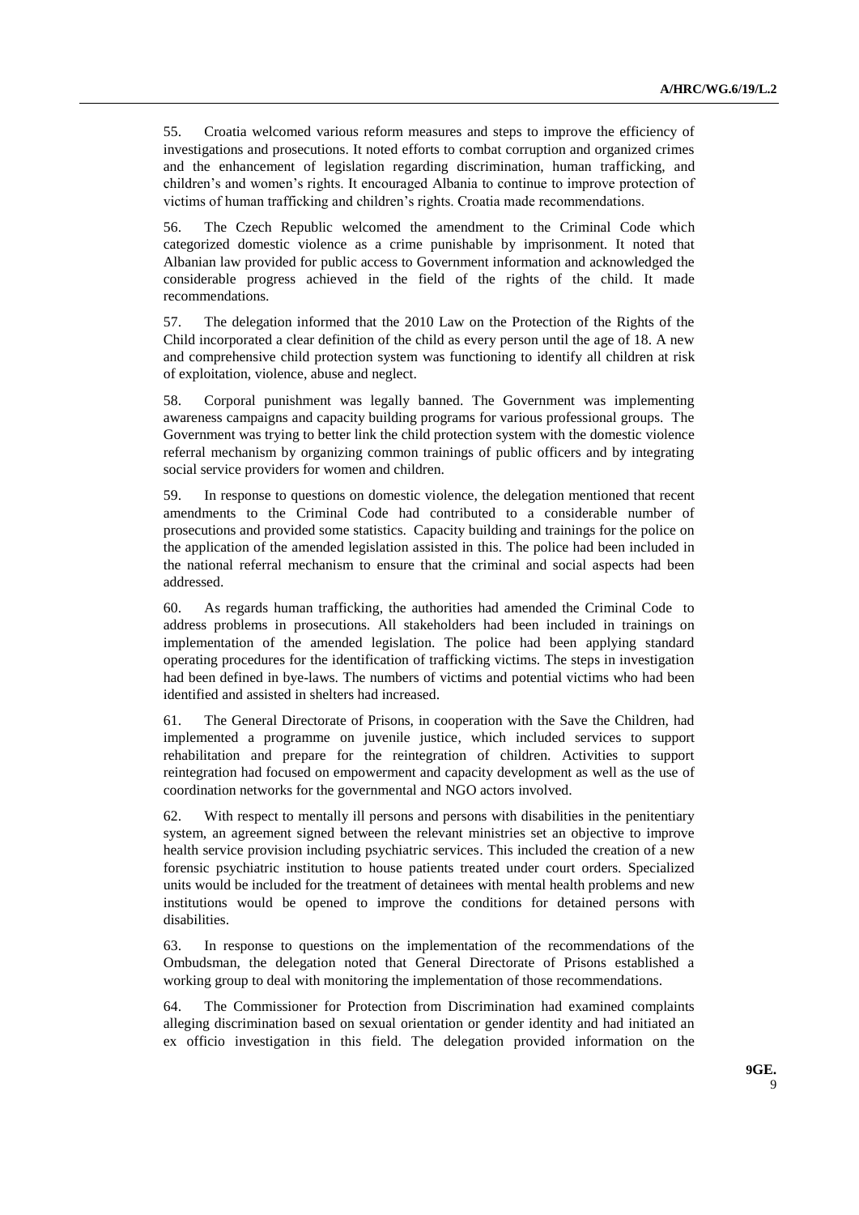55. Croatia welcomed various reform measures and steps to improve the efficiency of investigations and prosecutions. It noted efforts to combat corruption and organized crimes and the enhancement of legislation regarding discrimination, human trafficking, and children's and women's rights. It encouraged Albania to continue to improve protection of victims of human trafficking and children's rights. Croatia made recommendations.

56. The Czech Republic welcomed the amendment to the Criminal Code which categorized domestic violence as a crime punishable by imprisonment. It noted that Albanian law provided for public access to Government information and acknowledged the considerable progress achieved in the field of the rights of the child. It made recommendations.

57. The delegation informed that the 2010 Law on the Protection of the Rights of the Child incorporated a clear definition of the child as every person until the age of 18. A new and comprehensive child protection system was functioning to identify all children at risk of exploitation, violence, abuse and neglect.

58. Corporal punishment was legally banned. The Government was implementing awareness campaigns and capacity building programs for various professional groups. The Government was trying to better link the child protection system with the domestic violence referral mechanism by organizing common trainings of public officers and by integrating social service providers for women and children.

59. In response to questions on domestic violence, the delegation mentioned that recent amendments to the Criminal Code had contributed to a considerable number of prosecutions and provided some statistics. Capacity building and trainings for the police on the application of the amended legislation assisted in this. The police had been included in the national referral mechanism to ensure that the criminal and social aspects had been addressed.

60. As regards human trafficking, the authorities had amended the Criminal Code to address problems in prosecutions. All stakeholders had been included in trainings on implementation of the amended legislation. The police had been applying standard operating procedures for the identification of trafficking victims. The steps in investigation had been defined in bye-laws. The numbers of victims and potential victims who had been identified and assisted in shelters had increased.

61. The General Directorate of Prisons, in cooperation with the Save the Children, had implemented a programme on juvenile justice, which included services to support rehabilitation and prepare for the reintegration of children. Activities to support reintegration had focused on empowerment and capacity development as well as the use of coordination networks for the governmental and NGO actors involved.

62. With respect to mentally ill persons and persons with disabilities in the penitentiary system, an agreement signed between the relevant ministries set an objective to improve health service provision including psychiatric services. This included the creation of a new forensic psychiatric institution to house patients treated under court orders. Specialized units would be included for the treatment of detainees with mental health problems and new institutions would be opened to improve the conditions for detained persons with disabilities.

63. In response to questions on the implementation of the recommendations of the Ombudsman, the delegation noted that General Directorate of Prisons established a working group to deal with monitoring the implementation of those recommendations.

64. The Commissioner for Protection from Discrimination had examined complaints alleging discrimination based on sexual orientation or gender identity and had initiated an ex officio investigation in this field. The delegation provided information on the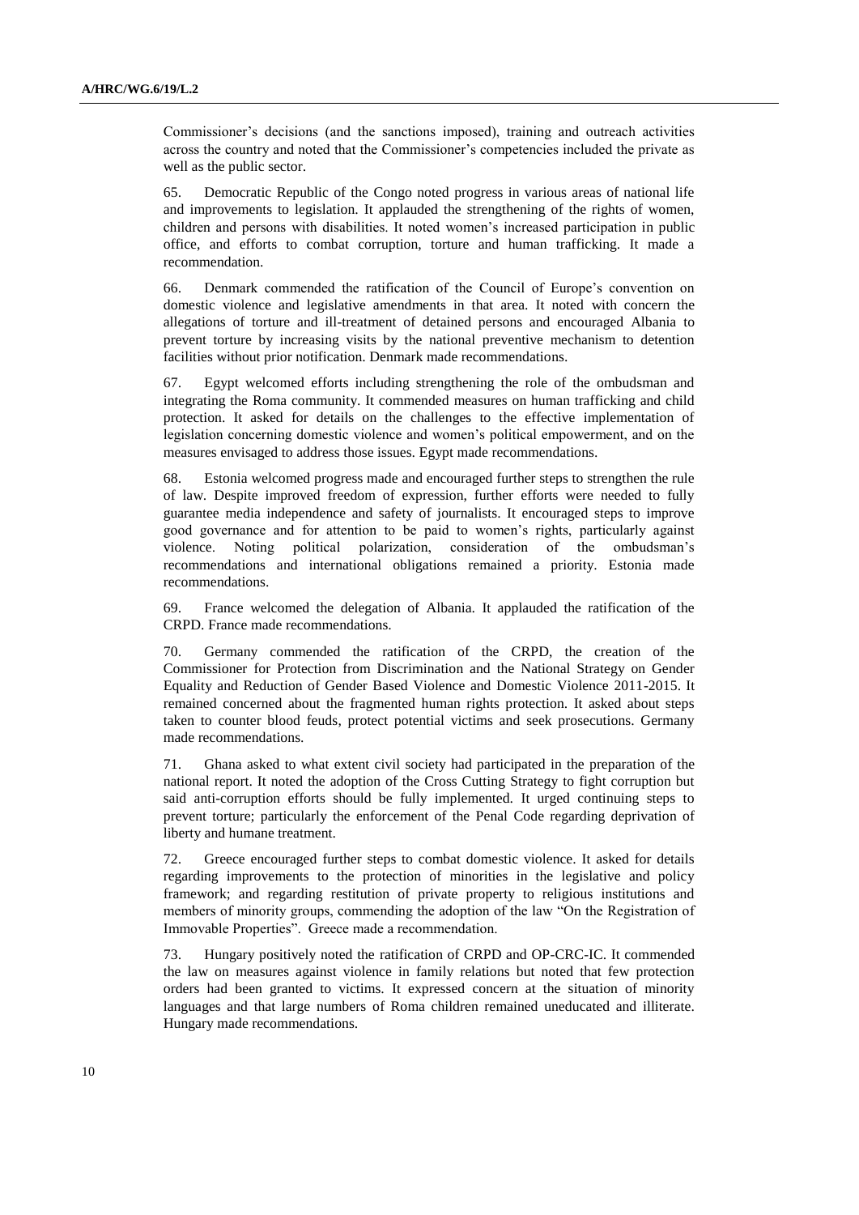Commissioner's decisions (and the sanctions imposed), training and outreach activities across the country and noted that the Commissioner's competencies included the private as well as the public sector.

65. Democratic Republic of the Congo noted progress in various areas of national life and improvements to legislation. It applauded the strengthening of the rights of women, children and persons with disabilities. It noted women's increased participation in public office, and efforts to combat corruption, torture and human trafficking. It made a recommendation.

66. Denmark commended the ratification of the Council of Europe's convention on domestic violence and legislative amendments in that area. It noted with concern the allegations of torture and ill-treatment of detained persons and encouraged Albania to prevent torture by increasing visits by the national preventive mechanism to detention facilities without prior notification. Denmark made recommendations.

67. Egypt welcomed efforts including strengthening the role of the ombudsman and integrating the Roma community. It commended measures on human trafficking and child protection. It asked for details on the challenges to the effective implementation of legislation concerning domestic violence and women's political empowerment, and on the measures envisaged to address those issues. Egypt made recommendations.

68. Estonia welcomed progress made and encouraged further steps to strengthen the rule of law. Despite improved freedom of expression, further efforts were needed to fully guarantee media independence and safety of journalists. It encouraged steps to improve good governance and for attention to be paid to women's rights, particularly against violence. Noting political polarization, consideration of the ombudsman's recommendations and international obligations remained a priority. Estonia made recommendations.

69. France welcomed the delegation of Albania. It applauded the ratification of the CRPD. France made recommendations.

70. Germany commended the ratification of the CRPD, the creation of the Commissioner for Protection from Discrimination and the National Strategy on Gender Equality and Reduction of Gender Based Violence and Domestic Violence 2011-2015. It remained concerned about the fragmented human rights protection. It asked about steps taken to counter blood feuds, protect potential victims and seek prosecutions. Germany made recommendations.

71. Ghana asked to what extent civil society had participated in the preparation of the national report. It noted the adoption of the Cross Cutting Strategy to fight corruption but said anti-corruption efforts should be fully implemented. It urged continuing steps to prevent torture; particularly the enforcement of the Penal Code regarding deprivation of liberty and humane treatment.

72. Greece encouraged further steps to combat domestic violence. It asked for details regarding improvements to the protection of minorities in the legislative and policy framework; and regarding restitution of private property to religious institutions and members of minority groups, commending the adoption of the law "On the Registration of Immovable Properties". Greece made a recommendation.

73. Hungary positively noted the ratification of CRPD and OP-CRC-IC. It commended the law on measures against violence in family relations but noted that few protection orders had been granted to victims. It expressed concern at the situation of minority languages and that large numbers of Roma children remained uneducated and illiterate. Hungary made recommendations.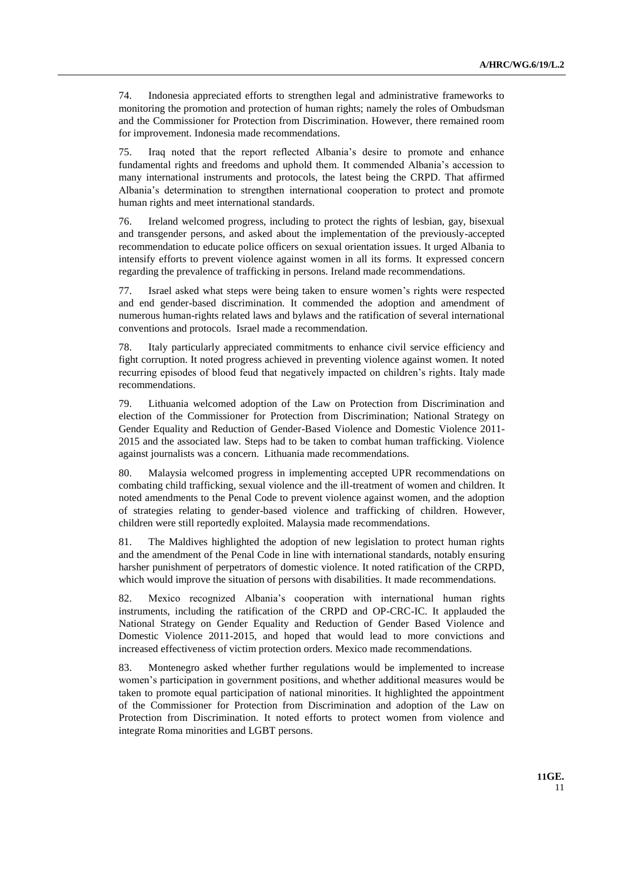74. Indonesia appreciated efforts to strengthen legal and administrative frameworks to monitoring the promotion and protection of human rights; namely the roles of Ombudsman and the Commissioner for Protection from Discrimination. However, there remained room for improvement. Indonesia made recommendations.

75. Iraq noted that the report reflected Albania's desire to promote and enhance fundamental rights and freedoms and uphold them. It commended Albania's accession to many international instruments and protocols, the latest being the CRPD. That affirmed Albania's determination to strengthen international cooperation to protect and promote human rights and meet international standards.

76. Ireland welcomed progress, including to protect the rights of lesbian, gay, bisexual and transgender persons, and asked about the implementation of the previously-accepted recommendation to educate police officers on sexual orientation issues. It urged Albania to intensify efforts to prevent violence against women in all its forms. It expressed concern regarding the prevalence of trafficking in persons. Ireland made recommendations.

77. Israel asked what steps were being taken to ensure women's rights were respected and end gender-based discrimination. It commended the adoption and amendment of numerous human-rights related laws and bylaws and the ratification of several international conventions and protocols. Israel made a recommendation.

78. Italy particularly appreciated commitments to enhance civil service efficiency and fight corruption. It noted progress achieved in preventing violence against women. It noted recurring episodes of blood feud that negatively impacted on children's rights. Italy made recommendations.

79. Lithuania welcomed adoption of the Law on Protection from Discrimination and election of the Commissioner for Protection from Discrimination; National Strategy on Gender Equality and Reduction of Gender-Based Violence and Domestic Violence 2011-2015 and the associated law. Steps had to be taken to combat human trafficking. Violence against journalists was a concern. Lithuania made recommendations.

80. Malaysia welcomed progress in implementing accepted UPR recommendations on combating child trafficking, sexual violence and the ill-treatment of women and children. It noted amendments to the Penal Code to prevent violence against women, and the adoption of strategies relating to gender-based violence and trafficking of children. However, children were still reportedly exploited. Malaysia made recommendations.

81. The Maldives highlighted the adoption of new legislation to protect human rights and the amendment of the Penal Code in line with international standards, notably ensuring harsher punishment of perpetrators of domestic violence. It noted ratification of the CRPD, which would improve the situation of persons with disabilities. It made recommendations.

82. Mexico recognized Albania's cooperation with international human rights instruments, including the ratification of the CRPD and OP-CRC-IC. It applauded the National Strategy on Gender Equality and Reduction of Gender Based Violence and Domestic Violence 2011-2015, and hoped that would lead to more convictions and increased effectiveness of victim protection orders. Mexico made recommendations.

83. Montenegro asked whether further regulations would be implemented to increase women's participation in government positions, and whether additional measures would be taken to promote equal participation of national minorities. It highlighted the appointment of the Commissioner for Protection from Discrimination and adoption of the Law on Protection from Discrimination. It noted efforts to protect women from violence and integrate Roma minorities and LGBT persons.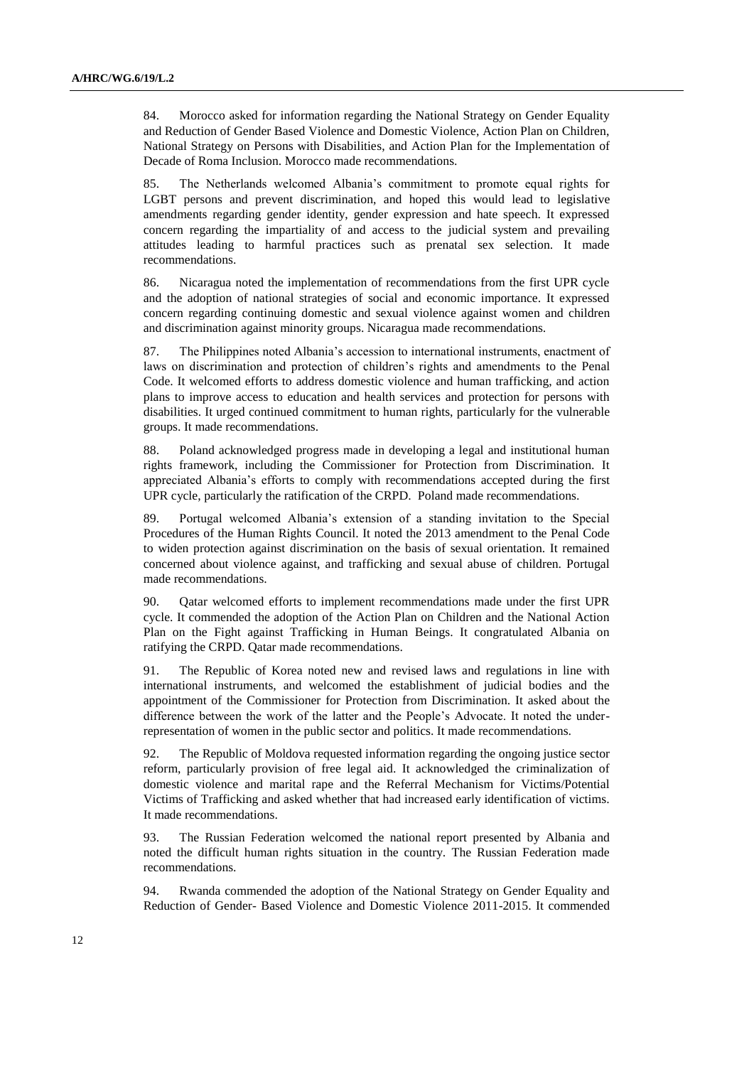84. Morocco asked for information regarding the National Strategy on Gender Equality and Reduction of Gender Based Violence and Domestic Violence, Action Plan on Children, National Strategy on Persons with Disabilities, and Action Plan for the Implementation of Decade of Roma Inclusion. Morocco made recommendations.

85. The Netherlands welcomed Albania's commitment to promote equal rights for LGBT persons and prevent discrimination, and hoped this would lead to legislative amendments regarding gender identity, gender expression and hate speech. It expressed concern regarding the impartiality of and access to the judicial system and prevailing attitudes leading to harmful practices such as prenatal sex selection. It made recommendations.

86. Nicaragua noted the implementation of recommendations from the first UPR cycle and the adoption of national strategies of social and economic importance. It expressed concern regarding continuing domestic and sexual violence against women and children and discrimination against minority groups. Nicaragua made recommendations.

87. The Philippines noted Albania's accession to international instruments, enactment of laws on discrimination and protection of children's rights and amendments to the Penal Code. It welcomed efforts to address domestic violence and human trafficking, and action plans to improve access to education and health services and protection for persons with disabilities. It urged continued commitment to human rights, particularly for the vulnerable groups. It made recommendations.

88. Poland acknowledged progress made in developing a legal and institutional human rights framework, including the Commissioner for Protection from Discrimination. It appreciated Albania's efforts to comply with recommendations accepted during the first UPR cycle, particularly the ratification of the CRPD. Poland made recommendations.

89. Portugal welcomed Albania's extension of a standing invitation to the Special Procedures of the Human Rights Council. It noted the 2013 amendment to the Penal Code to widen protection against discrimination on the basis of sexual orientation. It remained concerned about violence against, and trafficking and sexual abuse of children. Portugal made recommendations.

90. Qatar welcomed efforts to implement recommendations made under the first UPR cycle. It commended the adoption of the Action Plan on Children and the National Action Plan on the Fight against Trafficking in Human Beings. It congratulated Albania on ratifying the CRPD. Qatar made recommendations.

91. The Republic of Korea noted new and revised laws and regulations in line with international instruments, and welcomed the establishment of judicial bodies and the appointment of the Commissioner for Protection from Discrimination. It asked about the difference between the work of the latter and the People's Advocate. It noted the under-representation of women in the public sector and politics. It made recommendations.

92. The Republic of Moldova requested information regarding the ongoing justice sector reform, particularly provision of free legal aid. It acknowledged the criminalization of domestic violence and marital rape and the Referral Mechanism for Victims/Potential Victims of Trafficking and asked whether that had increased early identification of victims. It made recommendations.

93. The Russian Federation welcomed the national report presented by Albania and noted the difficult human rights situation in the country. The Russian Federation made recommendations.

94. Rwanda commended the adoption of the National Strategy on Gender Equality and Reduction of Gender- Based Violence and Domestic Violence 2011-2015. It commended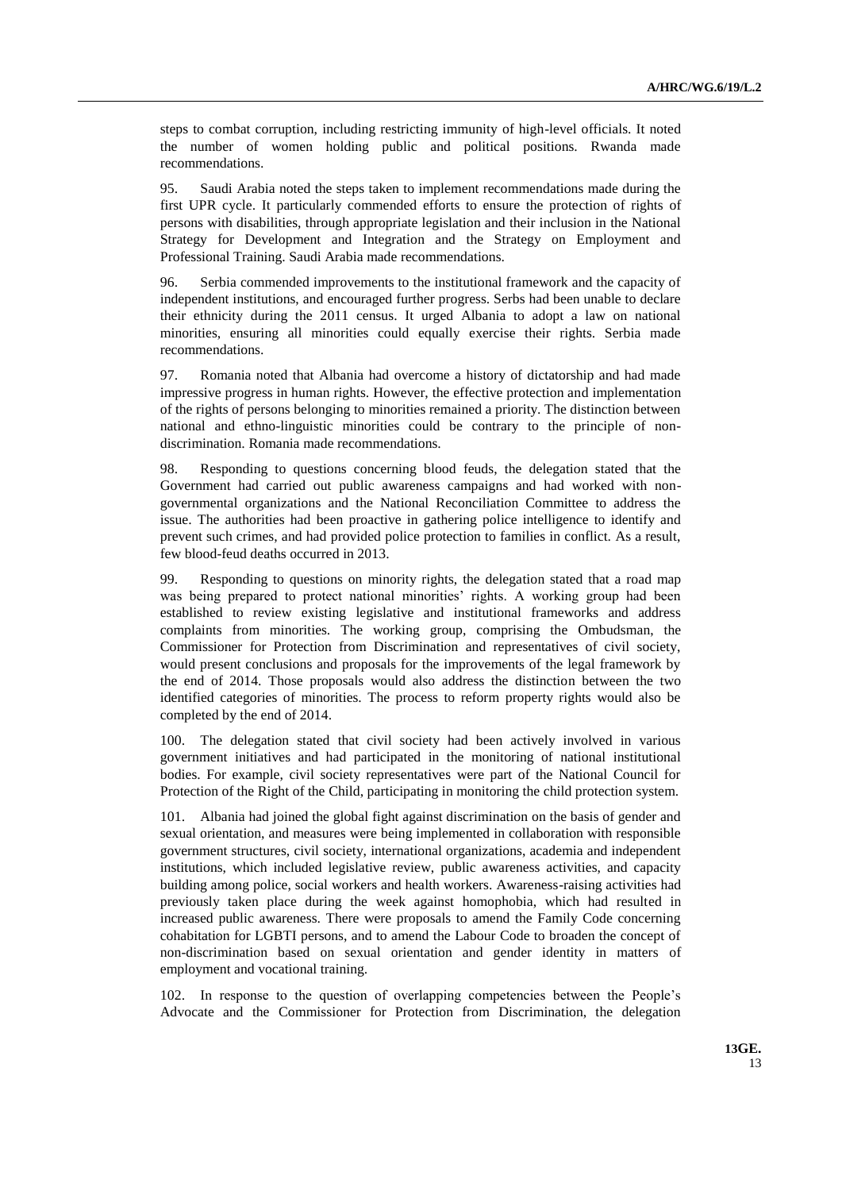steps to combat corruption, including restricting immunity of high-level officials. It noted the number of women holding public and political positions. Rwanda made recommendations.

95. Saudi Arabia noted the steps taken to implement recommendations made during the first UPR cycle. It particularly commended efforts to ensure the protection of rights of persons with disabilities, through appropriate legislation and their inclusion in the National Strategy for Development and Integration and the Strategy on Employment and Professional Training. Saudi Arabia made recommendations.

96. Serbia commended improvements to the institutional framework and the capacity of independent institutions, and encouraged further progress. Serbs had been unable to declare their ethnicity during the 2011 census. It urged Albania to adopt a law on national minorities, ensuring all minorities could equally exercise their rights. Serbia made recommendations.

97. Romania noted that Albania had overcome a history of dictatorship and had made impressive progress in human rights. However, the effective protection and implementation of the rights of persons belonging to minorities remained a priority. The distinction between national and ethno-linguistic minorities could be contrary to the principle of non-discrimination. Romania made recommendations.

98. Responding to questions concerning blood feuds, the delegation stated that the Government had carried out public awareness campaigns and had worked with non-governmental organizations and the National Reconciliation Committee to address the issue. The authorities had been proactive in gathering police intelligence to identify and prevent such crimes, and had provided police protection to families in conflict. As a result, few blood-feud deaths occurred in 2013.

99. Responding to questions on minority rights, the delegation stated that a road map was being prepared to protect national minorities' rights. A working group had been established to review existing legislative and institutional frameworks and address complaints from minorities. The working group, comprising the Ombudsman, the Commissioner for Protection from Discrimination and representatives of civil society, would present conclusions and proposals for the improvements of the legal framework by the end of 2014. Those proposals would also address the distinction between the two identified categories of minorities. The process to reform property rights would also be completed by the end of 2014.

100. The delegation stated that civil society had been actively involved in various government initiatives and had participated in the monitoring of national institutional bodies. For example, civil society representatives were part of the National Council for Protection of the Right of the Child, participating in monitoring the child protection system.

101. Albania had joined the global fight against discrimination on the basis of gender and sexual orientation, and measures were being implemented in collaboration with responsible government structures, civil society, international organizations, academia and independent institutions, which included legislative review, public awareness activities, and capacity building among police, social workers and health workers. Awareness-raising activities had previously taken place during the week against homophobia, which had resulted in increased public awareness. There were proposals to amend the Family Code concerning cohabitation for LGBTI persons, and to amend the Labour Code to broaden the concept of non-discrimination based on sexual orientation and gender identity in matters of employment and vocational training.

102. In response to the question of overlapping competencies between the People's Advocate and the Commissioner for Protection from Discrimination, the delegation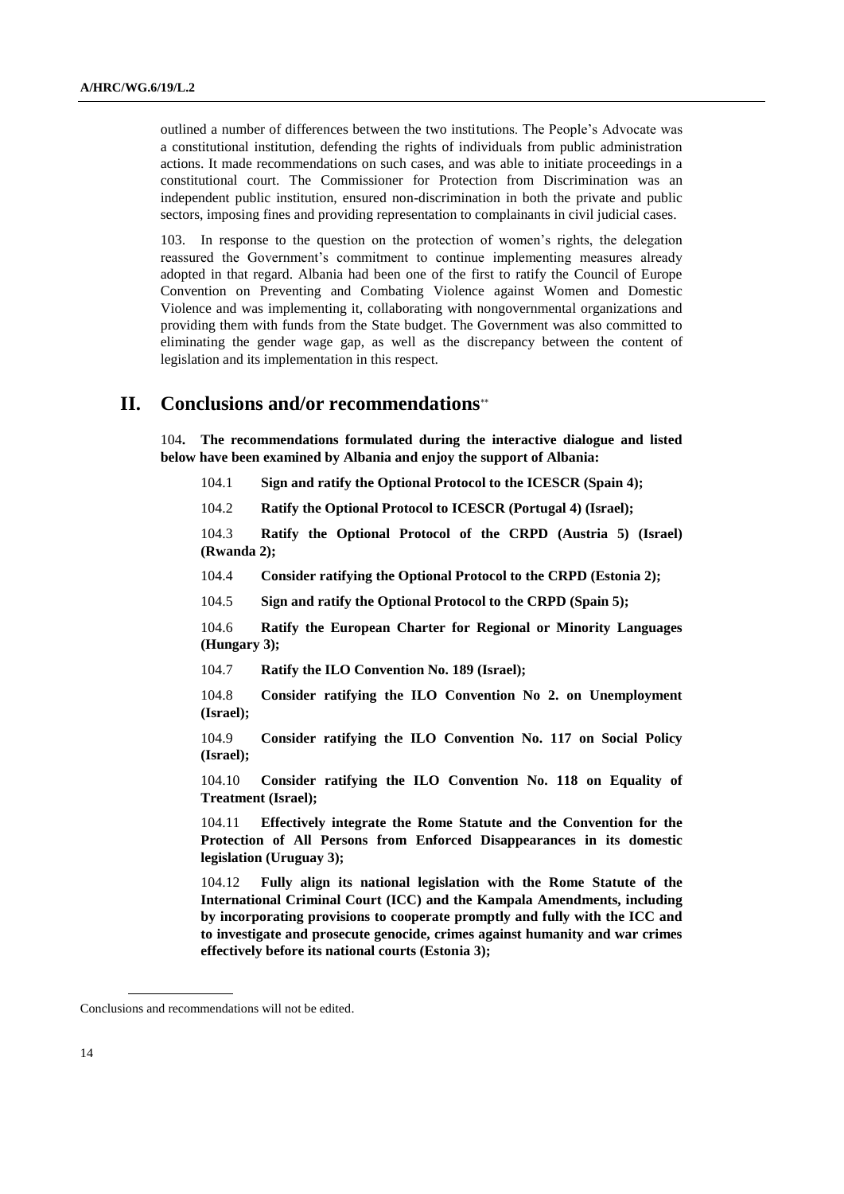outlined a number of differences between the two institutions. The People's Advocate was a constitutional institution, defending the rights of individuals from public administration actions. It made recommendations on such cases, and was able to initiate proceedings in a constitutional court. The Commissioner for Protection from Discrimination was an independent public institution, ensured non-discrimination in both the private and public sectors, imposing fines and providing representation to complainants in civil judicial cases.

103. In response to the question on the protection of women's rights, the delegation reassured the Government's commitment to continue implementing measures already adopted in that regard. Albania had been one of the first to ratify the Council of Europe Convention on Preventing and Combating Violence against Women and Domestic Violence and was implementing it, collaborating with nongovernmental organizations and providing them with funds from the State budget. The Government was also committed to eliminating the gender wage gap, as well as the discrepancy between the content of legislation and its implementation in this respect.

# II. Conclusions and/or recommendations**

104. **The recommendations formulated during the interactive dialogue and listed below have been examined by Albania and enjoy the support of Albania:**

104.1 **Sign and ratify the Optional Protocol to the ICESCR (Spain 4);**

104.2 **Ratify the Optional Protocol to ICESCR (Portugal 4) (Israel);**

104.3 **Ratify the Optional Protocol of the CRPD (Austria 5) (Israel) (Rwanda 2);**

104.4 **Consider ratifying the Optional Protocol to the CRPD (Estonia 2);**

104.5 **Sign and ratify the Optional Protocol to the CRPD (Spain 5);**

104.6 **Ratify the European Charter for Regional or Minority Languages (Hungary 3);**

104.7 **Ratify the ILO Convention No. 189 (Israel);**

104.8 **Consider ratifying the ILO Convention No 2. on Unemployment (Israel);**

104.9 **Consider ratifying the ILO Convention No. 117 on Social Policy (Israel);**

104.10 **Consider ratifying the ILO Convention No. 118 on Equality of Treatment (Israel);**

104.11 **Effectively integrate the Rome Statute and the Convention for the Protection of All Persons from Enforced Disappearances in its domestic legislation (Uruguay 3);**

104.12 **Fully align its national legislation with the Rome Statute of the International Criminal Court (ICC) and the Kampala Amendments, including by incorporating provisions to cooperate promptly and fully with the ICC and to investigate and prosecute genocide, crimes against humanity and war crimes effectively before its national courts (Estonia 3);**

---

** Conclusions and recommendations will not be edited.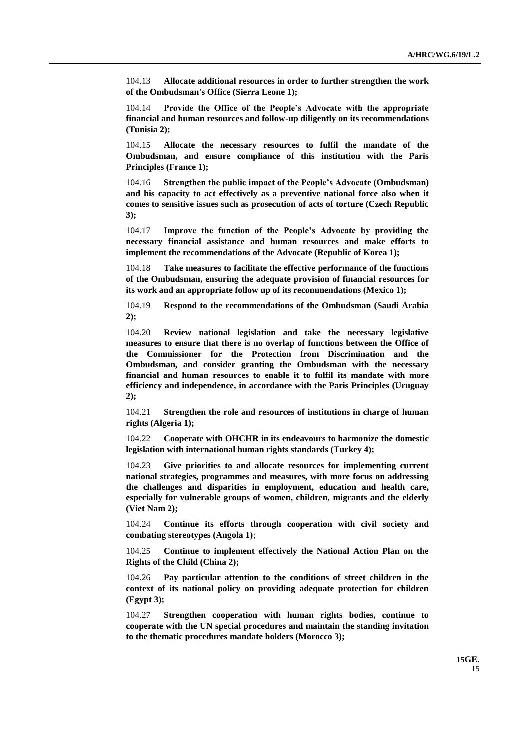104.13 **Allocate additional resources in order to further strengthen the work of the Ombudsman's Office (Sierra Leone 1);**

104.14 **Provide the Office of the People's Advocate with the appropriate financial and human resources and follow-up diligently on its recommendations (Tunisia 2);**

104.15 **Allocate the necessary resources to fulfil the mandate of the Ombudsman, and ensure compliance of this institution with the Paris Principles (France 1);**

104.16 **Strengthen the public impact of the People's Advocate (Ombudsman) and his capacity to act effectively as a preventive national force also when it comes to sensitive issues such as prosecution of acts of torture (Czech Republic 3);**

104.17 **Improve the function of the People's Advocate by providing the necessary financial assistance and human resources and make efforts to implement the recommendations of the Advocate (Republic of Korea 1);**

104.18 **Take measures to facilitate the effective performance of the functions of the Ombudsman, ensuring the adequate provision of financial resources for its work and an appropriate follow up of its recommendations (Mexico 1);**

104.19 **Respond to the recommendations of the Ombudsman (Saudi Arabia 2);**

104.20 **Review national legislation and take the necessary legislative measures to ensure that there is no overlap of functions between the Office of the Commissioner for the Protection from Discrimination and the Ombudsman, and consider granting the Ombudsman with the necessary financial and human resources to enable it to fulfil its mandate with more efficiency and independence, in accordance with the Paris Principles (Uruguay 2);**

104.21 **Strengthen the role and resources of institutions in charge of human rights (Algeria 1);**

104.22 **Cooperate with OHCHR in its endeavours to harmonize the domestic legislation with international human rights standards (Turkey 4);**

104.23 **Give priorities to and allocate resources for implementing current national strategies, programmes and measures, with more focus on addressing the challenges and disparities in employment, education and health care, especially for vulnerable groups of women, children, migrants and the elderly (Viet Nam 2);**

104.24 **Continue its efforts through cooperation with civil society and combating stereotypes (Angola 1)**;

104.25 **Continue to implement effectively the National Action Plan on the Rights of the Child (China 2);**

104.26 **Pay particular attention to the conditions of street children in the context of its national policy on providing adequate protection for children (Egypt 3);**

104.27 **Strengthen cooperation with human rights bodies, continue to cooperate with the UN special procedures and maintain the standing invitation to the thematic procedures mandate holders (Morocco 3);**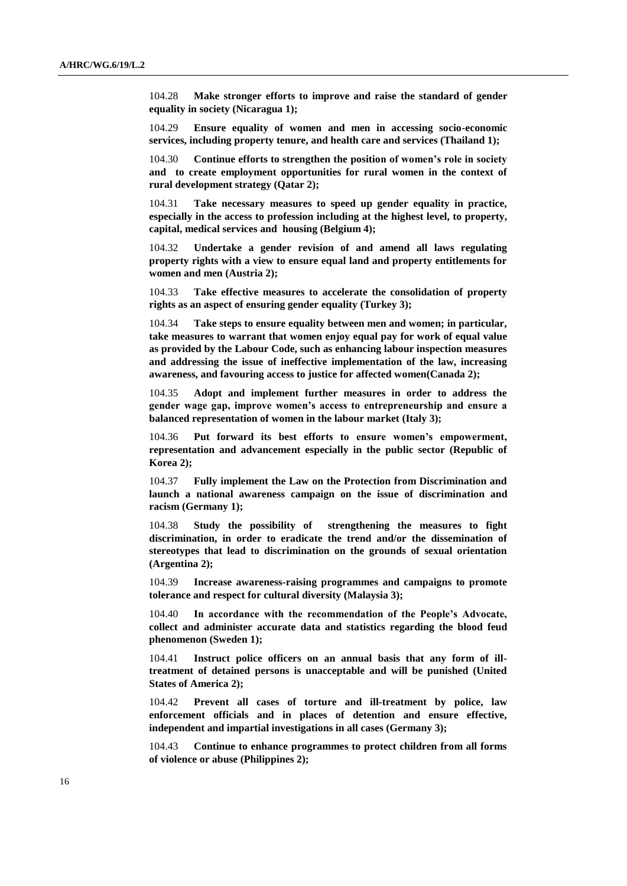104.28 **Make stronger efforts to improve and raise the standard of gender equality in society (Nicaragua 1);**

104.29 **Ensure equality of women and men in accessing socio-economic services, including property tenure, and health care and services (Thailand 1);**

104.30 **Continue efforts to strengthen the position of women's role in society and to create employment opportunities for rural women in the context of rural development strategy (Qatar 2);**

104.31 **Take necessary measures to speed up gender equality in practice, especially in the access to profession including at the highest level, to property, capital, medical services and housing (Belgium 4);**

104.32 **Undertake a gender revision of and amend all laws regulating property rights with a view to ensure equal land and property entitlements for women and men (Austria 2);**

104.33 **Take effective measures to accelerate the consolidation of property rights as an aspect of ensuring gender equality (Turkey 3);**

104.34 **Take steps to ensure equality between men and women; in particular, take measures to warrant that women enjoy equal pay for work of equal value as provided by the Labour Code, such as enhancing labour inspection measures and addressing the issue of ineffective implementation of the law, increasing awareness, and favouring access to justice for affected women(Canada 2);**

104.35 **Adopt and implement further measures in order to address the gender wage gap, improve women's access to entrepreneurship and ensure a balanced representation of women in the labour market (Italy 3);**

104.36 **Put forward its best efforts to ensure women's empowerment, representation and advancement especially in the public sector (Republic of Korea 2);**

104.37 **Fully implement the Law on the Protection from Discrimination and launch a national awareness campaign on the issue of discrimination and racism (Germany 1);**

104.38 **Study the possibility of strengthening the measures to fight discrimination, in order to eradicate the trend and/or the dissemination of stereotypes that lead to discrimination on the grounds of sexual orientation (Argentina 2);**

104.39 **Increase awareness-raising programmes and campaigns to promote tolerance and respect for cultural diversity (Malaysia 3);**

104.40 **In accordance with the recommendation of the People's Advocate, collect and administer accurate data and statistics regarding the blood feud phenomenon (Sweden 1);**

104.41 **Instruct police officers on an annual basis that any form of ill-treatment of detained persons is unacceptable and will be punished (United States of America 2);**

104.42 **Prevent all cases of torture and ill-treatment by police, law enforcement officials and in places of detention and ensure effective, independent and impartial investigations in all cases (Germany 3);**

104.43 **Continue to enhance programmes to protect children from all forms of violence or abuse (Philippines 2);**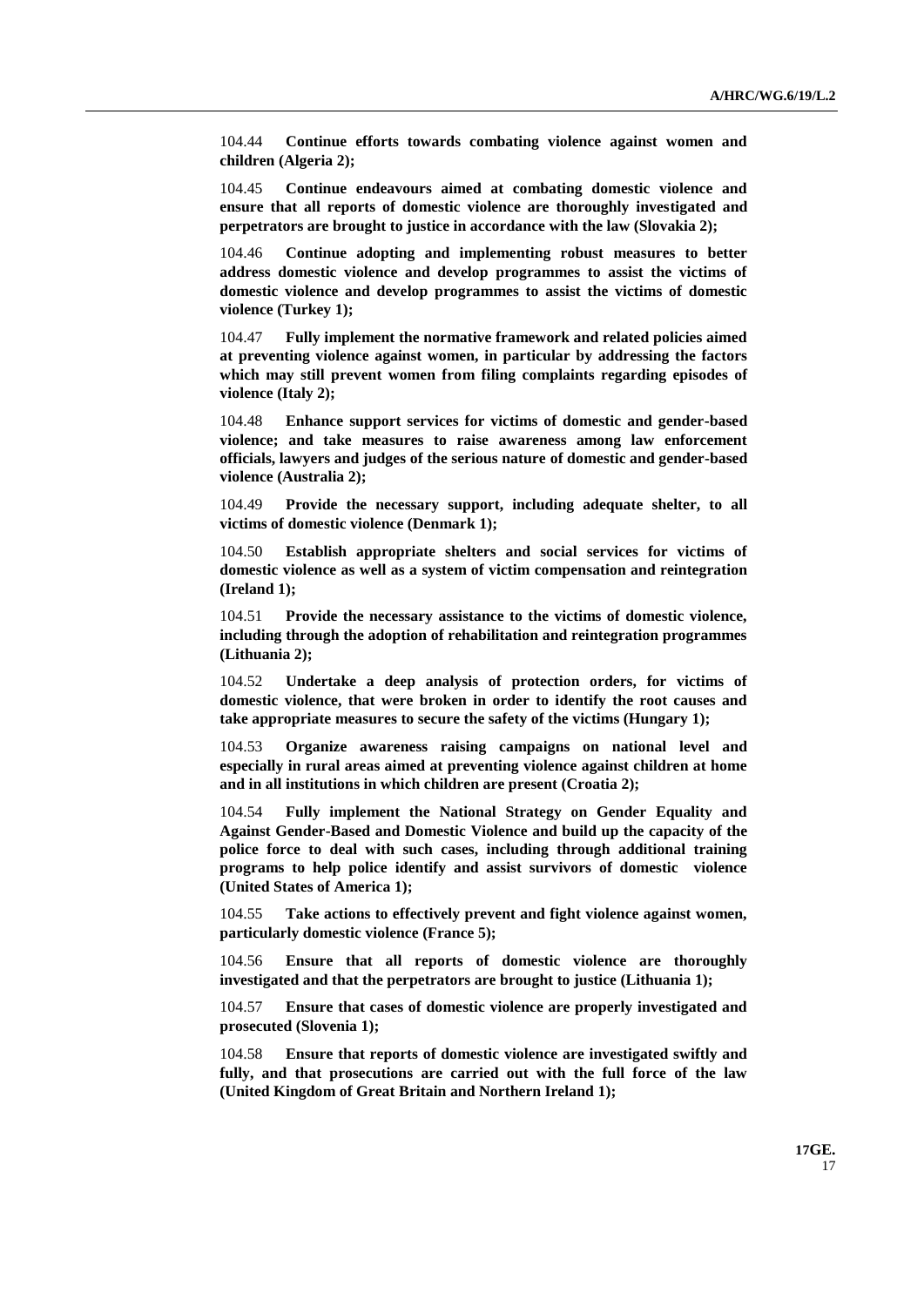104.44 **Continue efforts towards combating violence against women and children (Algeria 2);**

104.45 **Continue endeavours aimed at combating domestic violence and ensure that all reports of domestic violence are thoroughly investigated and perpetrators are brought to justice in accordance with the law (Slovakia 2);**

104.46 **Continue adopting and implementing robust measures to better address domestic violence and develop programmes to assist the victims of domestic violence and develop programmes to assist the victims of domestic violence (Turkey 1);**

104.47 **Fully implement the normative framework and related policies aimed at preventing violence against women, in particular by addressing the factors which may still prevent women from filing complaints regarding episodes of violence (Italy 2);**

104.48 **Enhance support services for victims of domestic and gender-based violence; and take measures to raise awareness among law enforcement officials, lawyers and judges of the serious nature of domestic and gender-based violence (Australia 2);**

104.49 **Provide the necessary support, including adequate shelter, to all victims of domestic violence (Denmark 1);**

104.50 **Establish appropriate shelters and social services for victims of domestic violence as well as a system of victim compensation and reintegration (Ireland 1);**

104.51 **Provide the necessary assistance to the victims of domestic violence, including through the adoption of rehabilitation and reintegration programmes (Lithuania 2);**

104.52 **Undertake a deep analysis of protection orders, for victims of domestic violence, that were broken in order to identify the root causes and take appropriate measures to secure the safety of the victims (Hungary 1);**

104.53 **Organize awareness raising campaigns on national level and especially in rural areas aimed at preventing violence against children at home and in all institutions in which children are present (Croatia 2);**

104.54 **Fully implement the National Strategy on Gender Equality and Against Gender-Based and Domestic Violence and build up the capacity of the police force to deal with such cases, including through additional training programs to help police identify and assist survivors of domestic violence (United States of America 1);**

104.55 **Take actions to effectively prevent and fight violence against women, particularly domestic violence (France 5);**

104.56 **Ensure that all reports of domestic violence are thoroughly investigated and that the perpetrators are brought to justice (Lithuania 1);**

104.57 **Ensure that cases of domestic violence are properly investigated and prosecuted (Slovenia 1);**

104.58 **Ensure that reports of domestic violence are investigated swiftly and fully, and that prosecutions are carried out with the full force of the law (United Kingdom of Great Britain and Northern Ireland 1);**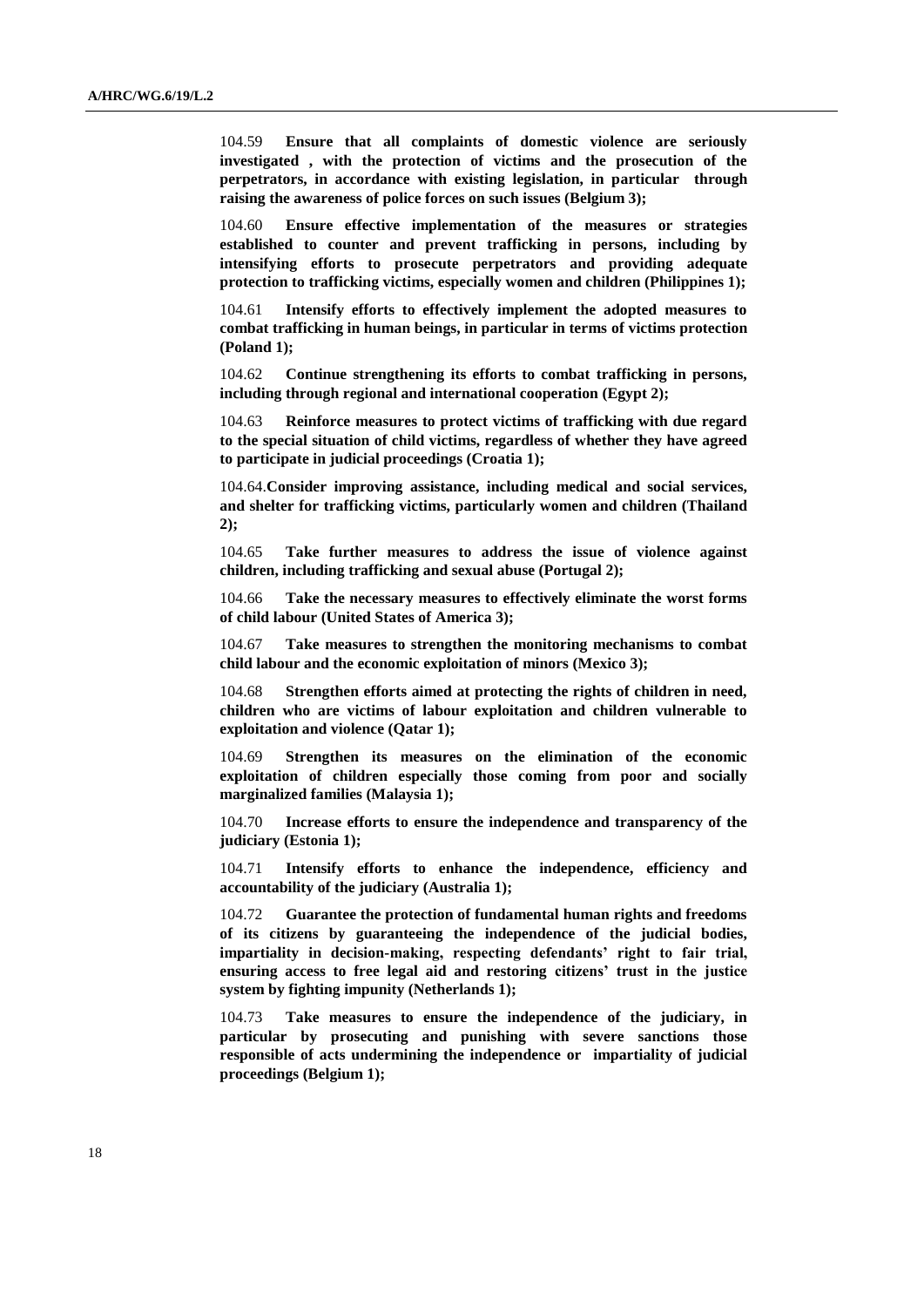104.59 **Ensure that all complaints of domestic violence are seriously investigated , with the protection of victims and the prosecution of the perpetrators, in accordance with existing legislation, in particular through raising the awareness of police forces on such issues (Belgium 3);**

104.60 **Ensure effective implementation of the measures or strategies established to counter and prevent trafficking in persons, including by intensifying efforts to prosecute perpetrators and providing adequate protection to trafficking victims, especially women and children (Philippines 1);**

104.61 **Intensify efforts to effectively implement the adopted measures to combat trafficking in human beings, in particular in terms of victims protection (Poland 1);**

104.62 **Continue strengthening its efforts to combat trafficking in persons, including through regional and international cooperation (Egypt 2);**

104.63 **Reinforce measures to protect victims of trafficking with due regard to the special situation of child victims, regardless of whether they have agreed to participate in judicial proceedings (Croatia 1);**

104.64.**Consider improving assistance, including medical and social services, and shelter for trafficking victims, particularly women and children (Thailand 2);**

104.65 **Take further measures to address the issue of violence against children, including trafficking and sexual abuse (Portugal 2);**

104.66 **Take the necessary measures to effectively eliminate the worst forms of child labour (United States of America 3);**

104.67 **Take measures to strengthen the monitoring mechanisms to combat child labour and the economic exploitation of minors (Mexico 3);**

104.68 **Strengthen efforts aimed at protecting the rights of children in need, children who are victims of labour exploitation and children vulnerable to exploitation and violence (Qatar 1);**

104.69 **Strengthen its measures on the elimination of the economic exploitation of children especially those coming from poor and socially marginalized families (Malaysia 1);**

104.70 **Increase efforts to ensure the independence and transparency of the judiciary (Estonia 1);**

104.71 **Intensify efforts to enhance the independence, efficiency and accountability of the judiciary (Australia 1);**

104.72 **Guarantee the protection of fundamental human rights and freedoms of its citizens by guaranteeing the independence of the judicial bodies, impartiality in decision-making, respecting defendants' right to fair trial, ensuring access to free legal aid and restoring citizens' trust in the justice system by fighting impunity (Netherlands 1);**

104.73 **Take measures to ensure the independence of the judiciary, in particular by prosecuting and punishing with severe sanctions those responsible of acts undermining the independence or impartiality of judicial proceedings (Belgium 1);**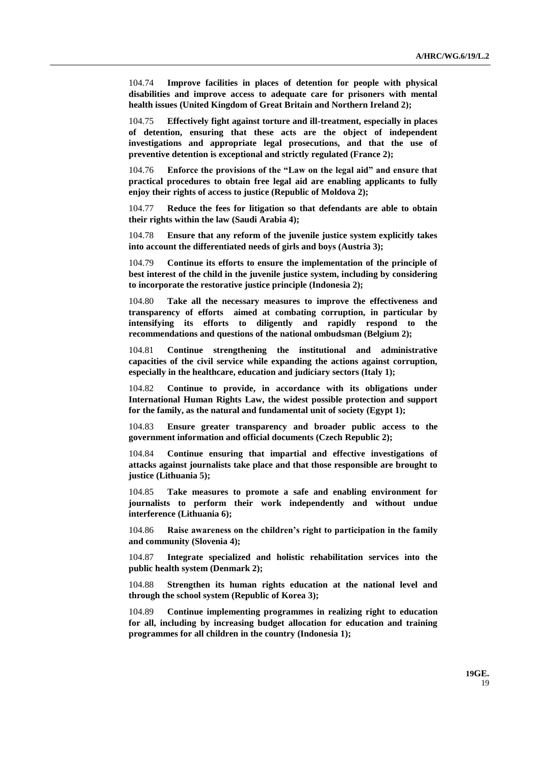104.74 **Improve facilities in places of detention for people with physical disabilities and improve access to adequate care for prisoners with mental health issues (United Kingdom of Great Britain and Northern Ireland 2);**

104.75 **Effectively fight against torture and ill-treatment, especially in places of detention, ensuring that these acts are the object of independent investigations and appropriate legal prosecutions, and that the use of preventive detention is exceptional and strictly regulated (France 2);**

104.76 **Enforce the provisions of the "Law on the legal aid" and ensure that practical procedures to obtain free legal aid are enabling applicants to fully enjoy their rights of access to justice (Republic of Moldova 2);**

104.77 **Reduce the fees for litigation so that defendants are able to obtain their rights within the law (Saudi Arabia 4);**

104.78 **Ensure that any reform of the juvenile justice system explicitly takes into account the differentiated needs of girls and boys (Austria 3);**

104.79 **Continue its efforts to ensure the implementation of the principle of best interest of the child in the juvenile justice system, including by considering to incorporate the restorative justice principle (Indonesia 2);**

104.80 **Take all the necessary measures to improve the effectiveness and transparency of efforts aimed at combating corruption, in particular by intensifying its efforts to diligently and rapidly respond to the recommendations and questions of the national ombudsman (Belgium 2);**

104.81 **Continue strengthening the institutional and administrative capacities of the civil service while expanding the actions against corruption, especially in the healthcare, education and judiciary sectors (Italy 1);**

104.82 **Continue to provide, in accordance with its obligations under International Human Rights Law, the widest possible protection and support for the family, as the natural and fundamental unit of society (Egypt 1);**

104.83 **Ensure greater transparency and broader public access to the government information and official documents (Czech Republic 2);**

104.84 **Continue ensuring that impartial and effective investigations of attacks against journalists take place and that those responsible are brought to justice (Lithuania 5);**

104.85 **Take measures to promote a safe and enabling environment for journalists to perform their work independently and without undue interference (Lithuania 6);**

104.86 **Raise awareness on the children's right to participation in the family and community (Slovenia 4);**

104.87 **Integrate specialized and holistic rehabilitation services into the public health system (Denmark 2);**

104.88 **Strengthen its human rights education at the national level and through the school system (Republic of Korea 3);**

104.89 **Continue implementing programmes in realizing right to education for all, including by increasing budget allocation for education and training programmes for all children in the country (Indonesia 1);**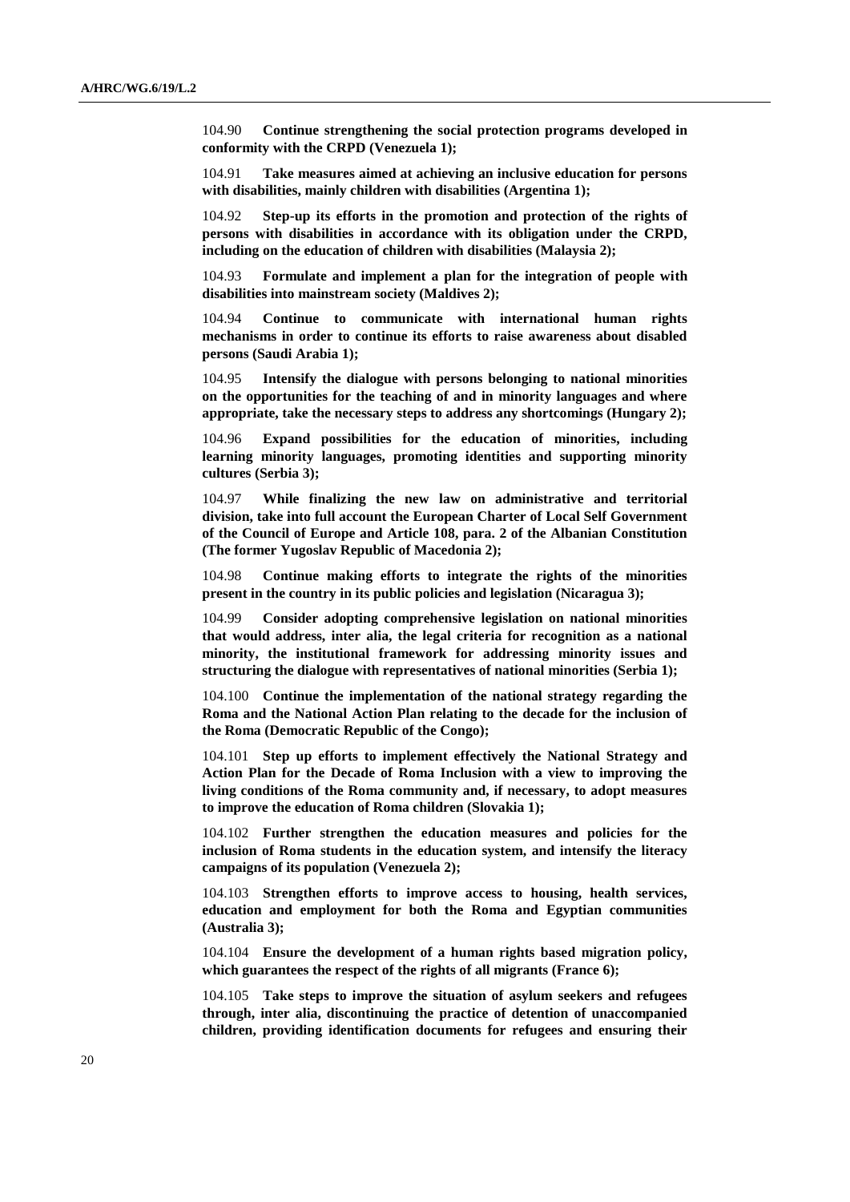104.90 **Continue strengthening the social protection programs developed in conformity with the CRPD (Venezuela 1);**

104.91 **Take measures aimed at achieving an inclusive education for persons with disabilities, mainly children with disabilities (Argentina 1);**

104.92 **Step-up its efforts in the promotion and protection of the rights of persons with disabilities in accordance with its obligation under the CRPD, including on the education of children with disabilities (Malaysia 2);**

104.93 **Formulate and implement a plan for the integration of people with disabilities into mainstream society (Maldives 2);**

104.94 **Continue to communicate with international human rights mechanisms in order to continue its efforts to raise awareness about disabled persons (Saudi Arabia 1);**

104.95 **Intensify the dialogue with persons belonging to national minorities on the opportunities for the teaching of and in minority languages and where appropriate, take the necessary steps to address any shortcomings (Hungary 2);**

104.96 **Expand possibilities for the education of minorities, including learning minority languages, promoting identities and supporting minority cultures (Serbia 3);**

104.97 **While finalizing the new law on administrative and territorial division, take into full account the European Charter of Local Self Government of the Council of Europe and Article 108, para. 2 of the Albanian Constitution (The former Yugoslav Republic of Macedonia 2);**

104.98 **Continue making efforts to integrate the rights of the minorities present in the country in its public policies and legislation (Nicaragua 3);**

104.99 **Consider adopting comprehensive legislation on national minorities that would address, inter alia, the legal criteria for recognition as a national minority, the institutional framework for addressing minority issues and structuring the dialogue with representatives of national minorities (Serbia 1);**

104.100 **Continue the implementation of the national strategy regarding the Roma and the National Action Plan relating to the decade for the inclusion of the Roma (Democratic Republic of the Congo);**

104.101 **Step up efforts to implement effectively the National Strategy and Action Plan for the Decade of Roma Inclusion with a view to improving the living conditions of the Roma community and, if necessary, to adopt measures to improve the education of Roma children (Slovakia 1);**

104.102 **Further strengthen the education measures and policies for the inclusion of Roma students in the education system, and intensify the literacy campaigns of its population (Venezuela 2);**

104.103 **Strengthen efforts to improve access to housing, health services, education and employment for both the Roma and Egyptian communities (Australia 3);**

104.104 **Ensure the development of a human rights based migration policy, which guarantees the respect of the rights of all migrants (France 6);**

104.105 **Take steps to improve the situation of asylum seekers and refugees through, inter alia, discontinuing the practice of detention of unaccompanied children, providing identification documents for refugees and ensuring their**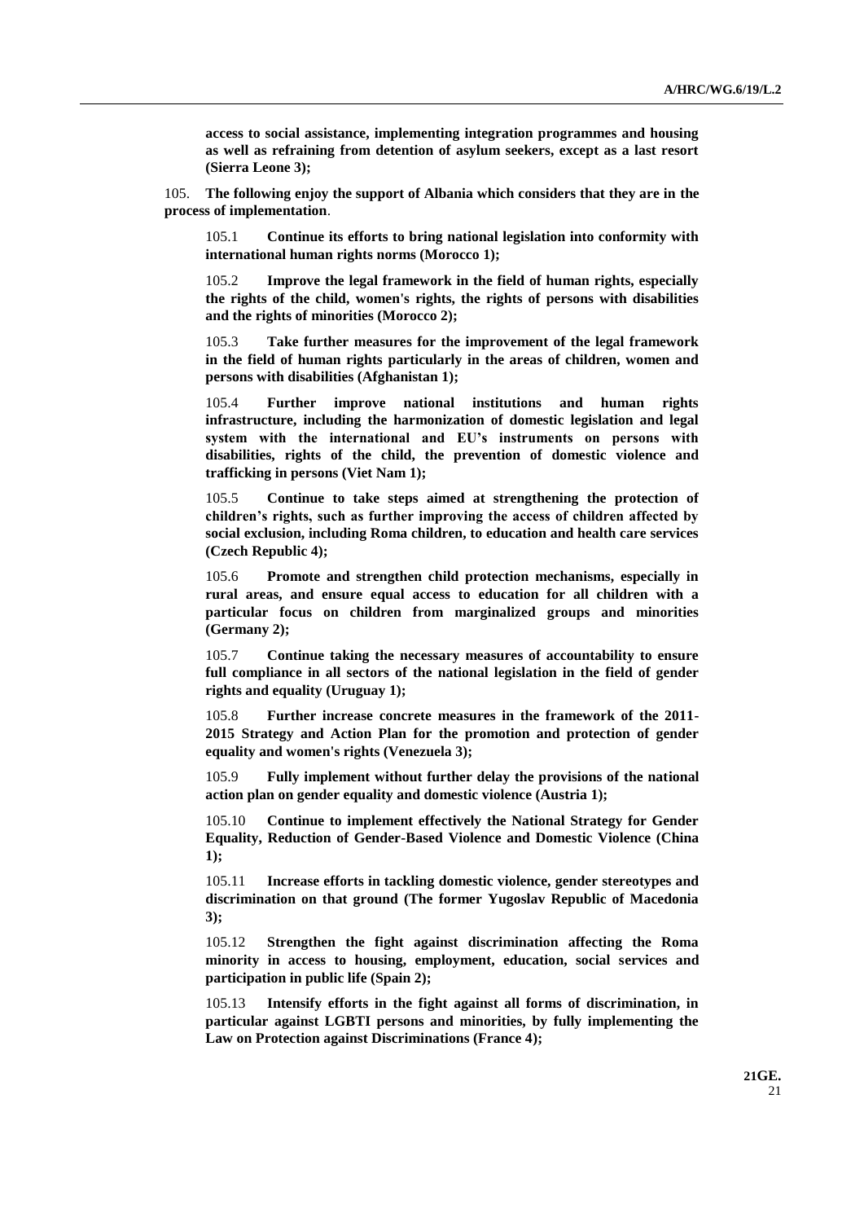**access to social assistance, implementing integration programmes and housing as well as refraining from detention of asylum seekers, except as a last resort (Sierra Leone 3);**

105. **The following enjoy the support of Albania which considers that they are in the process of implementation**.

105.1 **Continue its efforts to bring national legislation into conformity with international human rights norms (Morocco 1);**

105.2 **Improve the legal framework in the field of human rights, especially the rights of the child, women's rights, the rights of persons with disabilities and the rights of minorities (Morocco 2);**

105.3 **Take further measures for the improvement of the legal framework in the field of human rights particularly in the areas of children, women and persons with disabilities (Afghanistan 1);**

105.4 **Further improve national institutions and human rights infrastructure, including the harmonization of domestic legislation and legal system with the international and EU's instruments on persons with disabilities, rights of the child, the prevention of domestic violence and trafficking in persons (Viet Nam 1);**

105.5 **Continue to take steps aimed at strengthening the protection of children's rights, such as further improving the access of children affected by social exclusion, including Roma children, to education and health care services (Czech Republic 4);**

105.6 **Promote and strengthen child protection mechanisms, especially in rural areas, and ensure equal access to education for all children with a particular focus on children from marginalized groups and minorities (Germany 2);**

105.7 **Continue taking the necessary measures of accountability to ensure full compliance in all sectors of the national legislation in the field of gender rights and equality (Uruguay 1);**

105.8 **Further increase concrete measures in the framework of the 2011-2015 Strategy and Action Plan for the promotion and protection of gender equality and women's rights (Venezuela 3);**

105.9 **Fully implement without further delay the provisions of the national action plan on gender equality and domestic violence (Austria 1);**

105.10 **Continue to implement effectively the National Strategy for Gender Equality, Reduction of Gender-Based Violence and Domestic Violence (China 1);**

105.11 **Increase efforts in tackling domestic violence, gender stereotypes and discrimination on that ground (The former Yugoslav Republic of Macedonia 3);**

105.12 **Strengthen the fight against discrimination affecting the Roma minority in access to housing, employment, education, social services and participation in public life (Spain 2);**

105.13 **Intensify efforts in the fight against all forms of discrimination, in particular against LGBTI persons and minorities, by fully implementing the Law on Protection against Discriminations (France 4);**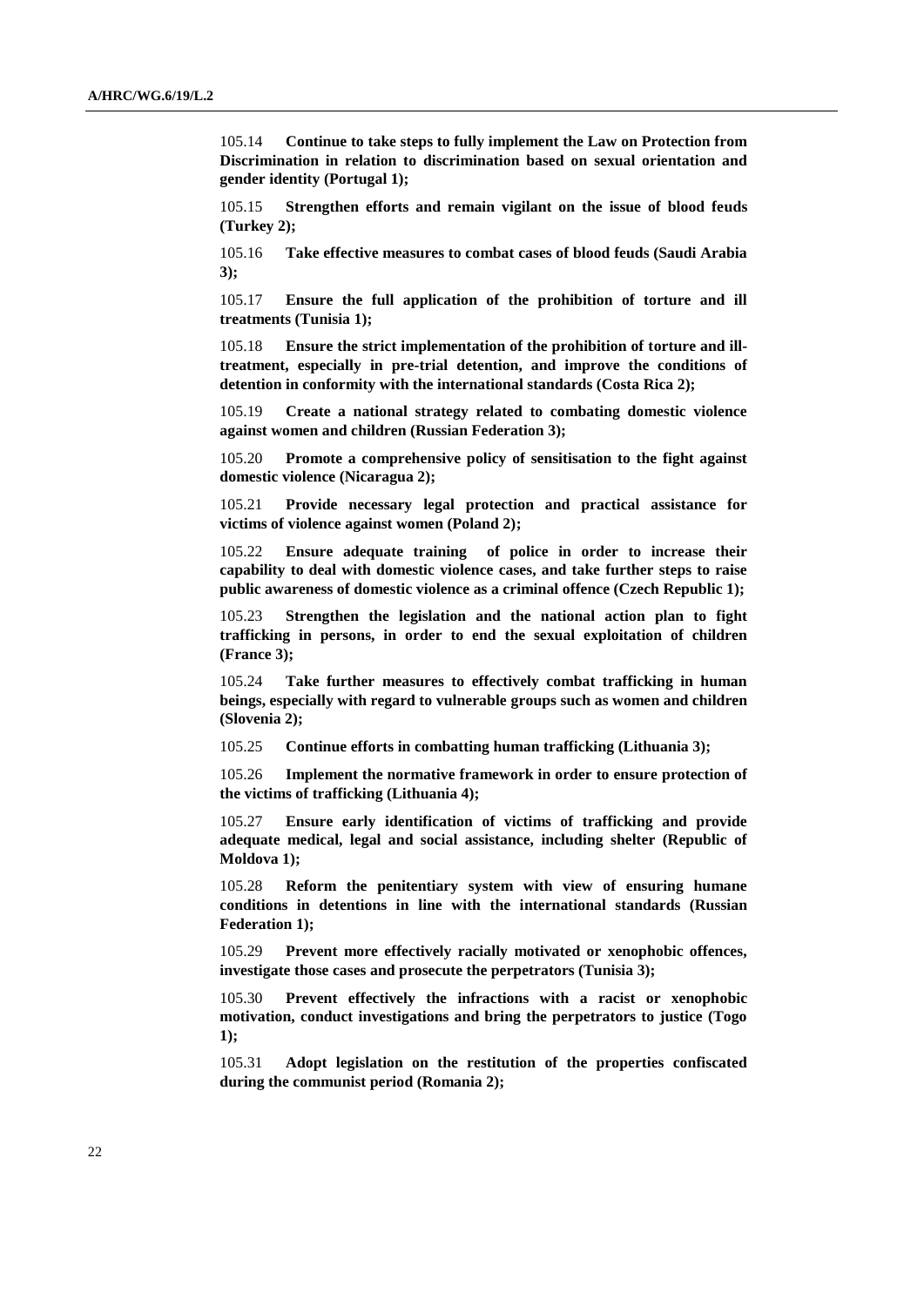105.14 **Continue to take steps to fully implement the Law on Protection from Discrimination in relation to discrimination based on sexual orientation and gender identity (Portugal 1);**

105.15 **Strengthen efforts and remain vigilant on the issue of blood feuds (Turkey 2);**

105.16 **Take effective measures to combat cases of blood feuds (Saudi Arabia 3);**

105.17 **Ensure the full application of the prohibition of torture and ill treatments (Tunisia 1);**

105.18 **Ensure the strict implementation of the prohibition of torture and ill-treatment, especially in pre-trial detention, and improve the conditions of detention in conformity with the international standards (Costa Rica 2);**

105.19 **Create a national strategy related to combating domestic violence against women and children (Russian Federation 3);**

105.20 **Promote a comprehensive policy of sensitisation to the fight against domestic violence (Nicaragua 2);**

105.21 **Provide necessary legal protection and practical assistance for victims of violence against women (Poland 2);**

105.22 **Ensure adequate training of police in order to increase their capability to deal with domestic violence cases, and take further steps to raise public awareness of domestic violence as a criminal offence (Czech Republic 1);**

105.23 **Strengthen the legislation and the national action plan to fight trafficking in persons, in order to end the sexual exploitation of children (France 3);**

105.24 **Take further measures to effectively combat trafficking in human beings, especially with regard to vulnerable groups such as women and children (Slovenia 2);**

105.25 **Continue efforts in combatting human trafficking (Lithuania 3);**

105.26 **Implement the normative framework in order to ensure protection of the victims of trafficking (Lithuania 4);**

105.27 **Ensure early identification of victims of trafficking and provide adequate medical, legal and social assistance, including shelter (Republic of Moldova 1);**

105.28 **Reform the penitentiary system with view of ensuring humane conditions in detentions in line with the international standards (Russian Federation 1);**

105.29 **Prevent more effectively racially motivated or xenophobic offences, investigate those cases and prosecute the perpetrators (Tunisia 3);**

105.30 **Prevent effectively the infractions with a racist or xenophobic motivation, conduct investigations and bring the perpetrators to justice (Togo 1);**

105.31 **Adopt legislation on the restitution of the properties confiscated during the communist period (Romania 2);**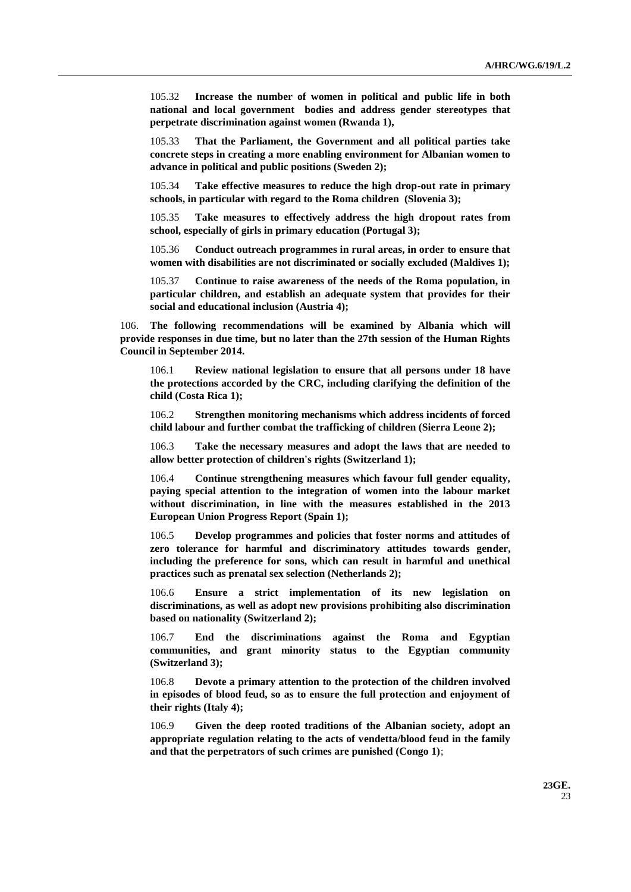105.32 **Increase the number of women in political and public life in both national and local government bodies and address gender stereotypes that perpetrate discrimination against women (Rwanda 1),**

105.33 **That the Parliament, the Government and all political parties take concrete steps in creating a more enabling environment for Albanian women to advance in political and public positions (Sweden 2);**

105.34 **Take effective measures to reduce the high drop-out rate in primary schools, in particular with regard to the Roma children (Slovenia 3);**

105.35 **Take measures to effectively address the high dropout rates from school, especially of girls in primary education (Portugal 3);**

105.36 **Conduct outreach programmes in rural areas, in order to ensure that women with disabilities are not discriminated or socially excluded (Maldives 1);**

105.37 **Continue to raise awareness of the needs of the Roma population, in particular children, and establish an adequate system that provides for their social and educational inclusion (Austria 4);**

106. **The following recommendations will be examined by Albania which will provide responses in due time, but no later than the 27th session of the Human Rights Council in September 2014.**

106.1 **Review national legislation to ensure that all persons under 18 have the protections accorded by the CRC, including clarifying the definition of the child (Costa Rica 1);**

106.2 **Strengthen monitoring mechanisms which address incidents of forced child labour and further combat the trafficking of children (Sierra Leone 2);**

106.3 **Take the necessary measures and adopt the laws that are needed to allow better protection of children's rights (Switzerland 1);**

106.4 **Continue strengthening measures which favour full gender equality, paying special attention to the integration of women into the labour market without discrimination, in line with the measures established in the 2013 European Union Progress Report (Spain 1);**

106.5 **Develop programmes and policies that foster norms and attitudes of zero tolerance for harmful and discriminatory attitudes towards gender, including the preference for sons, which can result in harmful and unethical practices such as prenatal sex selection (Netherlands 2);**

106.6 **Ensure a strict implementation of its new legislation on discriminations, as well as adopt new provisions prohibiting also discrimination based on nationality (Switzerland 2);**

106.7 **End the discriminations against the Roma and Egyptian communities, and grant minority status to the Egyptian community (Switzerland 3);**

106.8 **Devote a primary attention to the protection of the children involved in episodes of blood feud, so as to ensure the full protection and enjoyment of their rights (Italy 4);**

106.9 **Given the deep rooted traditions of the Albanian society, adopt an appropriate regulation relating to the acts of vendetta/blood feud in the family and that the perpetrators of such crimes are punished (Congo 1)**;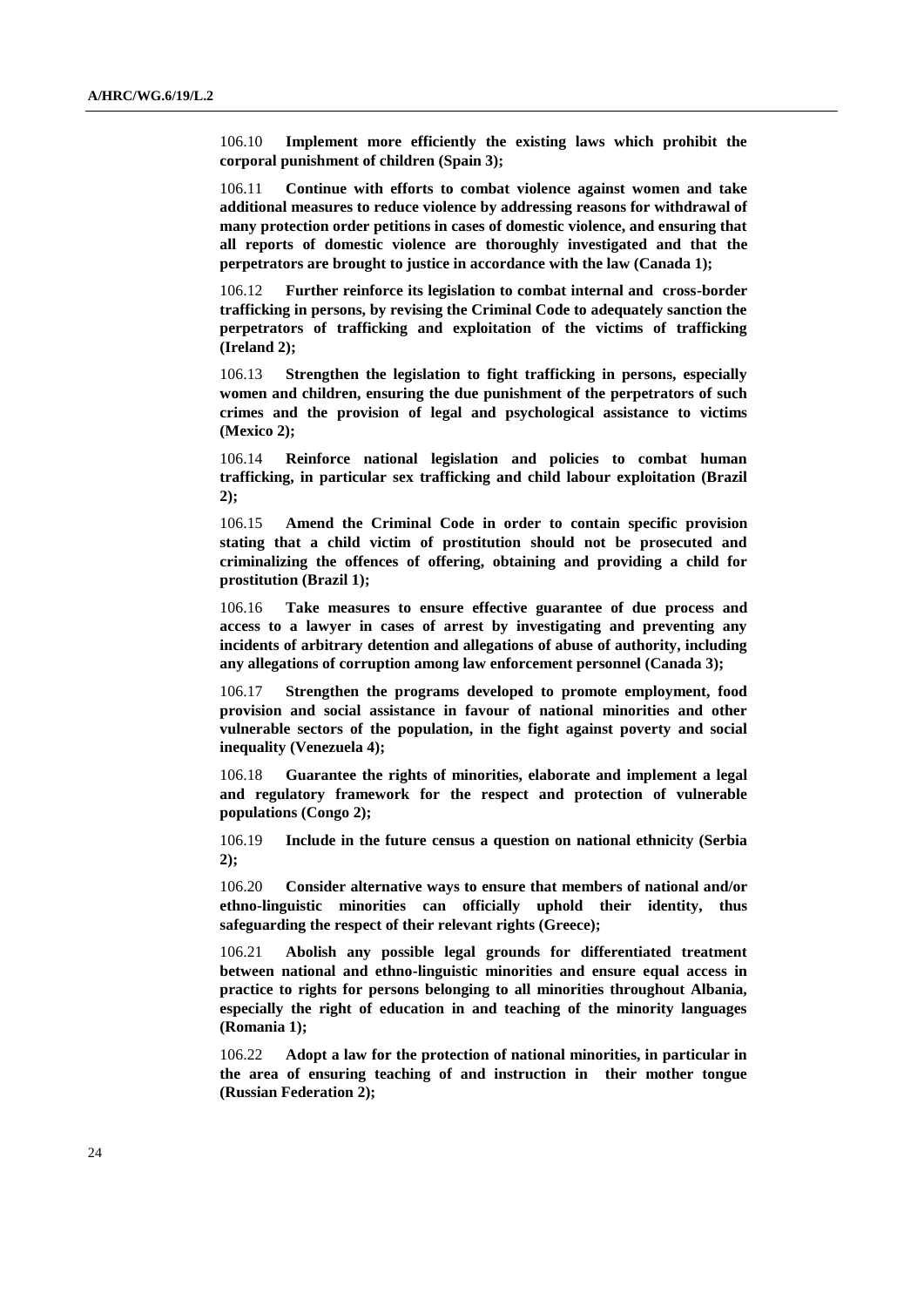106.10 **Implement more efficiently the existing laws which prohibit the corporal punishment of children (Spain 3);**

106.11 **Continue with efforts to combat violence against women and take additional measures to reduce violence by addressing reasons for withdrawal of many protection order petitions in cases of domestic violence, and ensuring that all reports of domestic violence are thoroughly investigated and that the perpetrators are brought to justice in accordance with the law (Canada 1);**

106.12 **Further reinforce its legislation to combat internal and cross-border trafficking in persons, by revising the Criminal Code to adequately sanction the perpetrators of trafficking and exploitation of the victims of trafficking (Ireland 2);**

106.13 **Strengthen the legislation to fight trafficking in persons, especially women and children, ensuring the due punishment of the perpetrators of such crimes and the provision of legal and psychological assistance to victims (Mexico 2);**

106.14 **Reinforce national legislation and policies to combat human trafficking, in particular sex trafficking and child labour exploitation (Brazil 2);**

106.15 **Amend the Criminal Code in order to contain specific provision stating that a child victim of prostitution should not be prosecuted and criminalizing the offences of offering, obtaining and providing a child for prostitution (Brazil 1);**

106.16 **Take measures to ensure effective guarantee of due process and access to a lawyer in cases of arrest by investigating and preventing any incidents of arbitrary detention and allegations of abuse of authority, including any allegations of corruption among law enforcement personnel (Canada 3);**

106.17 **Strengthen the programs developed to promote employment, food provision and social assistance in favour of national minorities and other vulnerable sectors of the population, in the fight against poverty and social inequality (Venezuela 4);**

106.18 **Guarantee the rights of minorities, elaborate and implement a legal and regulatory framework for the respect and protection of vulnerable populations (Congo 2);**

106.19 **Include in the future census a question on national ethnicity (Serbia 2);**

106.20 **Consider alternative ways to ensure that members of national and/or ethno-linguistic minorities can officially uphold their identity, thus safeguarding the respect of their relevant rights (Greece);**

106.21 **Abolish any possible legal grounds for differentiated treatment between national and ethno-linguistic minorities and ensure equal access in practice to rights for persons belonging to all minorities throughout Albania, especially the right of education in and teaching of the minority languages (Romania 1);**

106.22 **Adopt a law for the protection of national minorities, in particular in the area of ensuring teaching of and instruction in their mother tongue (Russian Federation 2);**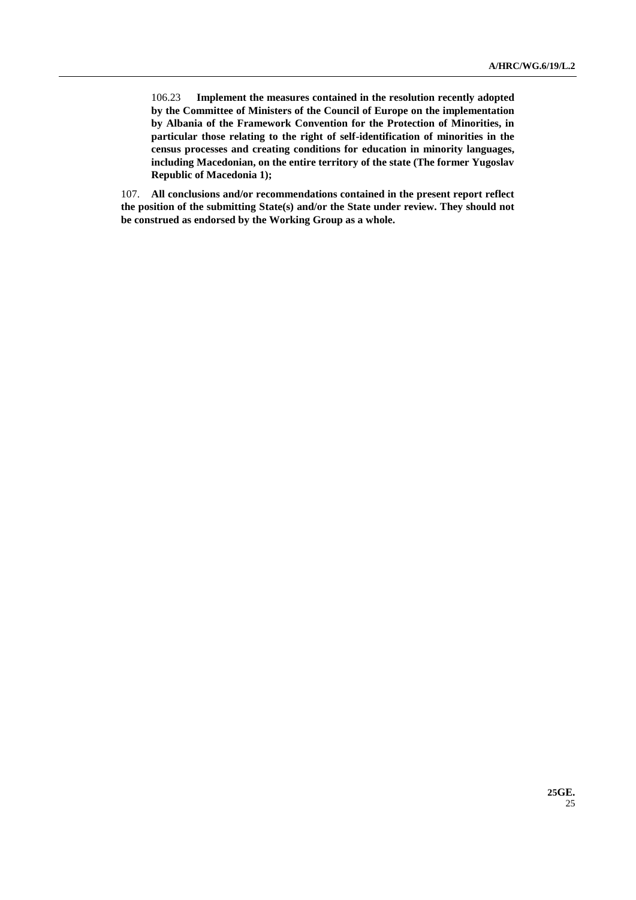106.23 **Implement the measures contained in the resolution recently adopted by the Committee of Ministers of the Council of Europe on the implementation by Albania of the Framework Convention for the Protection of Minorities, in particular those relating to the right of self-identification of minorities in the census processes and creating conditions for education in minority languages, including Macedonian, on the entire territory of the state (The former Yugoslav Republic of Macedonia 1);**

107. **All conclusions and/or recommendations contained in the present report reflect the position of the submitting State(s) and/or the State under review. They should not be construed as endorsed by the Working Group as a whole.**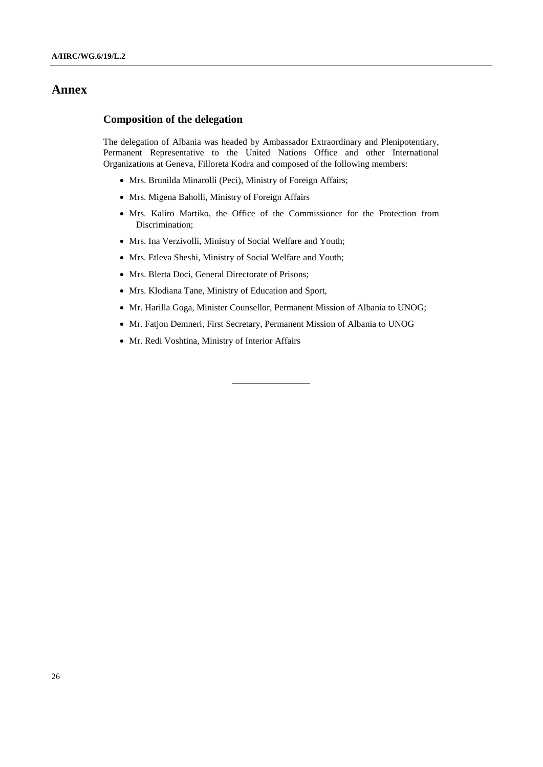# Annex

## Composition of the delegation

The delegation of Albania was headed by Ambassador Extraordinary and Plenipotentiary, Permanent Representative to the United Nations Office and other International Organizations at Geneva, Filloreta Kodra and composed of the following members:

- Mrs. Brunilda Minarolli (Peci), Ministry of Foreign Affairs;
- Mrs. Migena Baholli, Ministry of Foreign Affairs
- Mrs. Kaliro Martiko, the Office of the Commissioner for the Protection from Discrimination;
- Mrs. Ina Verzivolli, Ministry of Social Welfare and Youth;
- Mrs. Etleva Sheshi, Ministry of Social Welfare and Youth;
- Mrs. Blerta Doci, General Directorate of Prisons;
- Mrs. Klodiana Tane, Ministry of Education and Sport,
- Mr. Harilla Goga, Minister Counsellor, Permanent Mission of Albania to UNOG;
- Mr. Fatjon Demneri, First Secretary, Permanent Mission of Albania to UNOG
- Mr. Redi Voshtina, Ministry of Interior Affairs